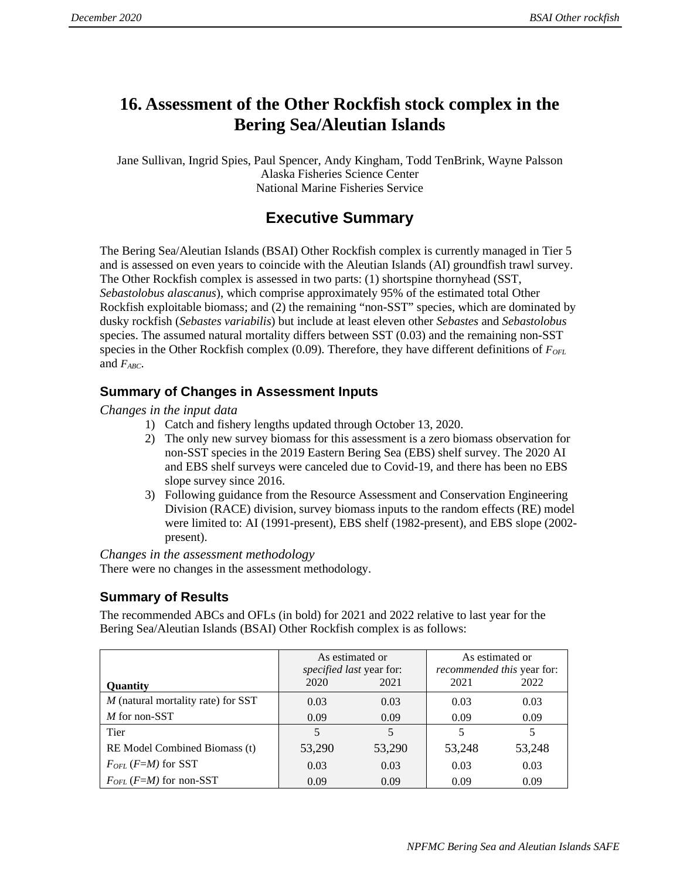# 16. Assessment of the Other Rockfish stock complex in the Bering Sea/Aleutian Islands

Jane Sullivan, Ingrid Spies, Paul Spencer, Andy Kingham, Todd TenBrink, Wayne Palsson
Alaska Fisheries Science Center
National Marine Fisheries Service

## Executive Summary

The Bering Sea/Aleutian Islands (BSAI) Other Rockfish complex is currently managed in Tier 5 and is assessed on even years to coincide with the Aleutian Islands (AI) groundfish trawl survey. The Other Rockfish complex is assessed in two parts: (1) shortspine thornyhead (SST, *Sebastolobus alascanus*), which comprise approximately 95% of the estimated total Other Rockfish exploitable biomass; and (2) the remaining "non-SST" species, which are dominated by dusky rockfish (*Sebastes variabilis*) but include at least eleven other *Sebastes* and *Sebastolobus* species. The assumed natural mortality differs between SST (0.03) and the remaining non-SST species in the Other Rockfish complex (0.09). Therefore, they have different definitions of $F_{OFL}$ and $F_{ABC}$.

### Summary of Changes in Assessment Inputs

*Changes in the input data*

1) Catch and fishery lengths updated through October 13, 2020.
2) The only new survey biomass for this assessment is a zero biomass observation for non-SST species in the 2019 Eastern Bering Sea (EBS) shelf survey. The 2020 AI and EBS shelf surveys were canceled due to Covid-19, and there has been no EBS slope survey since 2016.
3) Following guidance from the Resource Assessment and Conservation Engineering Division (RACE) division, survey biomass inputs to the random effects (RE) model were limited to: AI (1991-present), EBS shelf (1982-present), and EBS slope (2002-present).

*Changes in the assessment methodology*

There were no changes in the assessment methodology.

### Summary of Results

The recommended ABCs and OFLs (in bold) for 2021 and 2022 relative to last year for the Bering Sea/Aleutian Islands (BSAI) Other Rockfish complex is as follows:

| Quantity | As estimated or *specified last* year for: | | As estimated or *recommended this* year for: | |
|---|---|---|---|---|
| | 2020 | 2021 | 2021 | 2022 |
| *M* (natural mortality rate) for SST | 0.03 | 0.03 | 0.03 | 0.03 |
| *M* for non-SST | 0.09 | 0.09 | 0.09 | 0.09 |
| Tier | 5 | 5 | 5 | 5 |
| RE Model Combined Biomass (t) | 53,290 | 53,290 | 53,248 | 53,248 |
| $F_{OFL}$ ($F=M$) for SST | 0.03 | 0.03 | 0.03 | 0.03 |
| $F_{OFL}$ ($F=M$) for non-SST | 0.09 | 0.09 | 0.09 | 0.09 |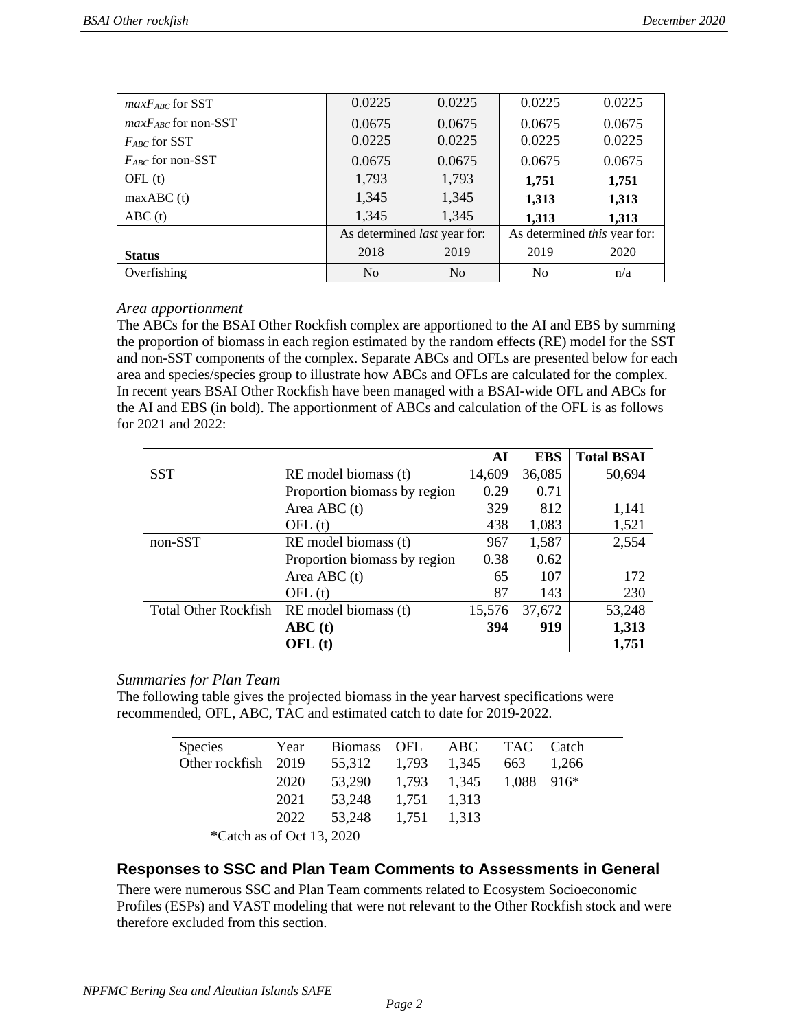| | | | | |
|---|---|---|---|---|
| $maxF_{ABC}$ for SST | 0.0225 | 0.0225 | 0.0225 | 0.0225 |
| $maxF_{ABC}$ for non-SST | 0.0675 | 0.0675 | 0.0675 | 0.0675 |
| $F_{ABC}$ for SST | 0.0225 | 0.0225 | 0.0225 | 0.0225 |
| $F_{ABC}$ for non-SST | 0.0675 | 0.0675 | 0.0675 | 0.0675 |
| OFL (t) | 1,793 | 1,793 | **1,751** | **1,751** |
| maxABC (t) | 1,345 | 1,345 | **1,313** | **1,313** |
| ABC (t) | 1,345 | 1,345 | **1,313** | **1,313** |
| | As determined *last* year for: | | As determined *this* year for: | |
| **Status** | 2018 | 2019 | 2019 | 2020 |
| Overfishing | No | No | No | n/a |

*Area apportionment*

The ABCs for the BSAI Other Rockfish complex are apportioned to the AI and EBS by summing the proportion of biomass in each region estimated by the random effects (RE) model for the SST and non-SST components of the complex. Separate ABCs and OFLs are presented below for each area and species/species group to illustrate how ABCs and OFLs are calculated for the complex. In recent years BSAI Other Rockfish have been managed with a BSAI-wide OFL and ABCs for the AI and EBS (in bold). The apportionment of ABCs and calculation of the OFL is as follows for 2021 and 2022:

| | | **AI** | **EBS** | **Total BSAI** |
|---|---|---|---|---|
| SST | RE model biomass (t) | 14,609 | 36,085 | 50,694 |
| | Proportion biomass by region | 0.29 | 0.71 | |
| | Area ABC (t) | 329 | 812 | 1,141 |
| | OFL (t) | 438 | 1,083 | 1,521 |
| non-SST | RE model biomass (t) | 967 | 1,587 | 2,554 |
| | Proportion biomass by region | 0.38 | 0.62 | |
| | Area ABC (t) | 65 | 107 | 172 |
| | OFL (t) | 87 | 143 | 230 |
| Total Other Rockfish | RE model biomass (t) | 15,576 | 37,672 | 53,248 |
| | **ABC (t)** | **394** | **919** | **1,313** |
| | **OFL (t)** | | | **1,751** |

*Summaries for Plan Team*

The following table gives the projected biomass in the year harvest specifications were recommended, OFL, ABC, TAC and estimated catch to date for 2019-2022.

| Species | Year | Biomass | OFL | ABC | TAC | Catch |
|---|---|---|---|---|---|---|
| Other rockfish | 2019 | 55,312 | 1,793 | 1,345 | 663 | 1,266 |
| | 2020 | 53,290 | 1,793 | 1,345 | 1,088 | 916* |
| | 2021 | 53,248 | 1,751 | 1,313 | | |
| | 2022 | 53,248 | 1,751 | 1,313 | | |

*Catch as of Oct 13, 2020

## Responses to SSC and Plan Team Comments to Assessments in General

There were numerous SSC and Plan Team comments related to Ecosystem Socioeconomic Profiles (ESPs) and VAST modeling that were not relevant to the Other Rockfish stock and were therefore excluded from this section.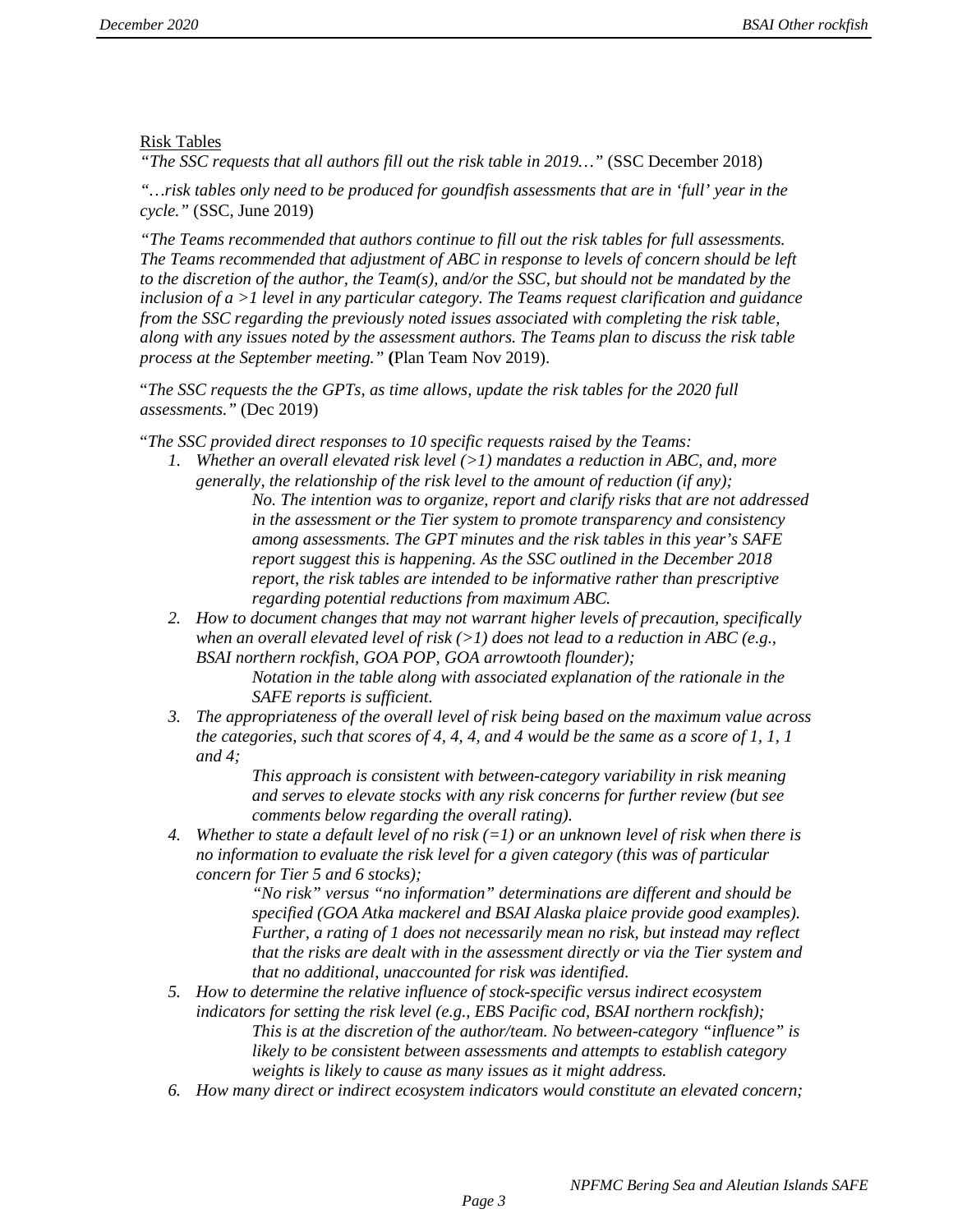Risk Tables

*"The SSC requests that all authors fill out the risk table in 2019…"* (SSC December 2018)

*"…risk tables only need to be produced for goundfish assessments that are in 'full' year in the cycle."* (SSC, June 2019)

*"The Teams recommended that authors continue to fill out the risk tables for full assessments. The Teams recommended that adjustment of ABC in response to levels of concern should be left to the discretion of the author, the Team(s), and/or the SSC, but should not be mandated by the inclusion of a >1 level in any particular category. The Teams request clarification and guidance from the SSC regarding the previously noted issues associated with completing the risk table, along with any issues noted by the assessment authors. The Teams plan to discuss the risk table process at the September meeting."* **(**Plan Team Nov 2019).

"*The SSC requests the the GPTs, as time allows, update the risk tables for the 2020 full assessments."* (Dec 2019)

"*The SSC provided direct responses to 10 specific requests raised by the Teams:*

1. *Whether an overall elevated risk level (>1) mandates a reduction in ABC, and, more generally, the relationship of the risk level to the amount of reduction (if any);*

   *No. The intention was to organize, report and clarify risks that are not addressed in the assessment or the Tier system to promote transparency and consistency among assessments. The GPT minutes and the risk tables in this year's SAFE report suggest this is happening. As the SSC outlined in the December 2018 report, the risk tables are intended to be informative rather than prescriptive regarding potential reductions from maximum ABC.*

2. *How to document changes that may not warrant higher levels of precaution, specifically when an overall elevated level of risk (>1) does not lead to a reduction in ABC (e.g., BSAI northern rockfish, GOA POP, GOA arrowtooth flounder);*

   *Notation in the table along with associated explanation of the rationale in the SAFE reports is sufficient.*

3. *The appropriateness of the overall level of risk being based on the maximum value across the categories, such that scores of 4, 4, 4, and 4 would be the same as a score of 1, 1, 1 and 4;*

   *This approach is consistent with between-category variability in risk meaning and serves to elevate stocks with any risk concerns for further review (but see comments below regarding the overall rating).*

4. *Whether to state a default level of no risk (=1) or an unknown level of risk when there is no information to evaluate the risk level for a given category (this was of particular concern for Tier 5 and 6 stocks);*

   *"No risk" versus "no information" determinations are different and should be specified (GOA Atka mackerel and BSAI Alaska plaice provide good examples). Further, a rating of 1 does not necessarily mean no risk, but instead may reflect that the risks are dealt with in the assessment directly or via the Tier system and that no additional, unaccounted for risk was identified.*

5. *How to determine the relative influence of stock-specific versus indirect ecosystem indicators for setting the risk level (e.g., EBS Pacific cod, BSAI northern rockfish);*

   *This is at the discretion of the author/team. No between-category "influence" is likely to be consistent between assessments and attempts to establish category weights is likely to cause as many issues as it might address.*

6. *How many direct or indirect ecosystem indicators would constitute an elevated concern;*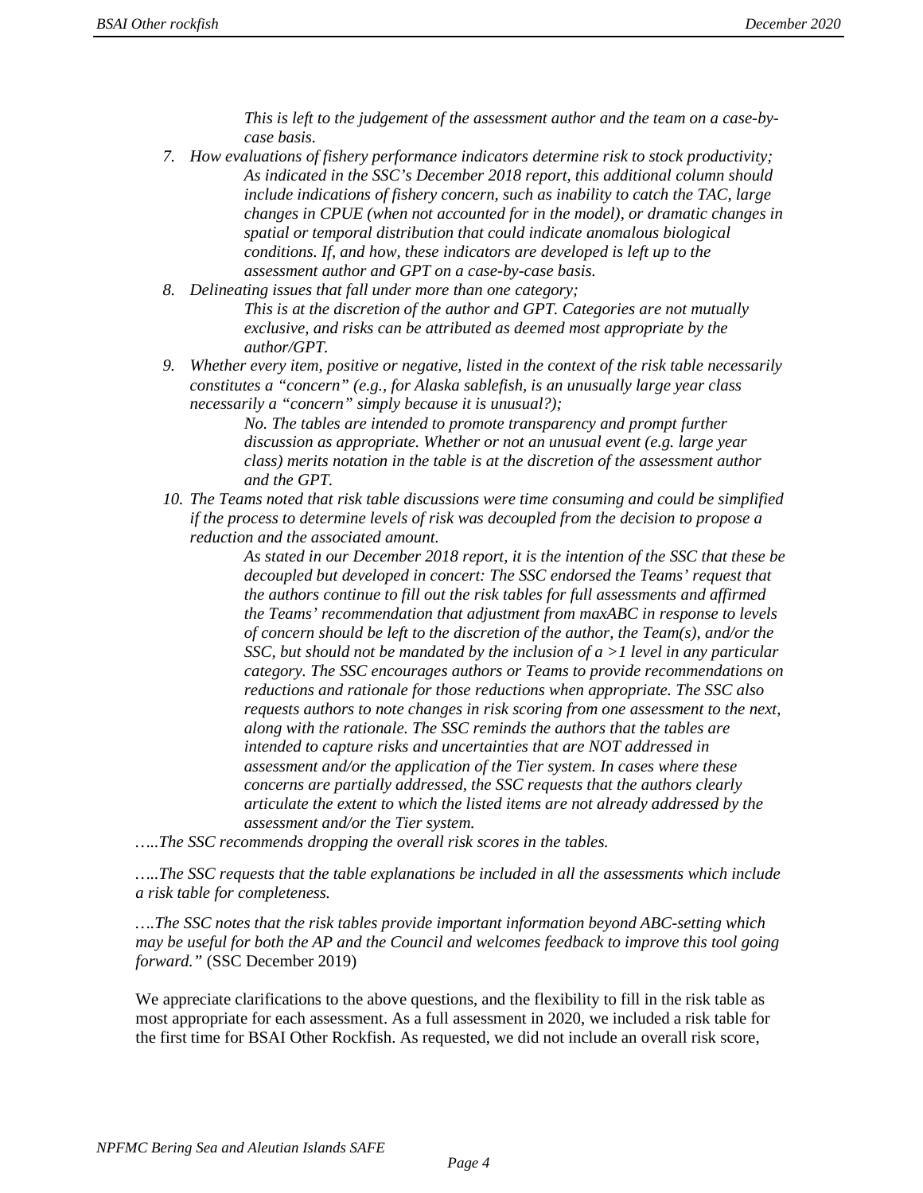*This is left to the judgement of the assessment author and the team on a case-by-case basis.*

7. *How evaluations of fishery performance indicators determine risk to stock productivity;*
   *As indicated in the SSC's December 2018 report, this additional column should include indications of fishery concern, such as inability to catch the TAC, large changes in CPUE (when not accounted for in the model), or dramatic changes in spatial or temporal distribution that could indicate anomalous biological conditions. If, and how, these indicators are developed is left up to the assessment author and GPT on a case-by-case basis.*
8. *Delineating issues that fall under more than one category;*
   *This is at the discretion of the author and GPT. Categories are not mutually exclusive, and risks can be attributed as deemed most appropriate by the author/GPT.*
9. *Whether every item, positive or negative, listed in the context of the risk table necessarily constitutes a "concern" (e.g., for Alaska sablefish, is an unusually large year class necessarily a "concern" simply because it is unusual?);*
   *No. The tables are intended to promote transparency and prompt further discussion as appropriate. Whether or not an unusual event (e.g. large year class) merits notation in the table is at the discretion of the assessment author and the GPT.*
10. *The Teams noted that risk table discussions were time consuming and could be simplified if the process to determine levels of risk was decoupled from the decision to propose a reduction and the associated amount.*
    *As stated in our December 2018 report, it is the intention of the SSC that these be decoupled but developed in concert: The SSC endorsed the Teams' request that the authors continue to fill out the risk tables for full assessments and affirmed the Teams' recommendation that adjustment from maxABC in response to levels of concern should be left to the discretion of the author, the Team(s), and/or the SSC, but should not be mandated by the inclusion of a >1 level in any particular category. The SSC encourages authors or Teams to provide recommendations on reductions and rationale for those reductions when appropriate. The SSC also requests authors to note changes in risk scoring from one assessment to the next, along with the rationale. The SSC reminds the authors that the tables are intended to capture risks and uncertainties that are NOT addressed in assessment and/or the application of the Tier system. In cases where these concerns are partially addressed, the SSC requests that the authors clearly articulate the extent to which the listed items are not already addressed by the assessment and/or the Tier system.*

*…..The SSC recommends dropping the overall risk scores in the tables.*

*…..The SSC requests that the table explanations be included in all the assessments which include a risk table for completeness.*

*….The SSC notes that the risk tables provide important information beyond ABC-setting which may be useful for both the AP and the Council and welcomes feedback to improve this tool going forward."* (SSC December 2019)

We appreciate clarifications to the above questions, and the flexibility to fill in the risk table as most appropriate for each assessment. As a full assessment in 2020, we included a risk table for the first time for BSAI Other Rockfish. As requested, we did not include an overall risk score,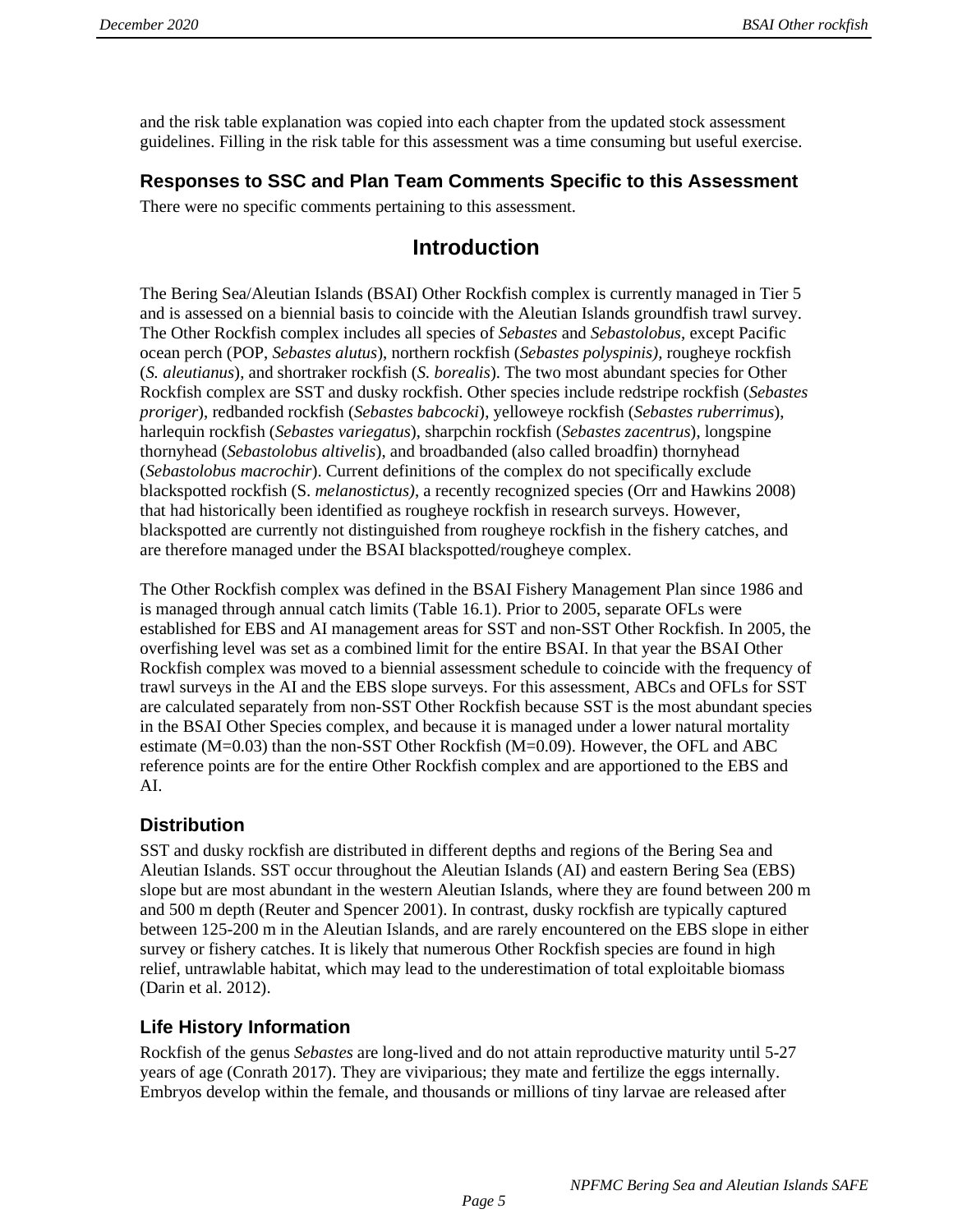and the risk table explanation was copied into each chapter from the updated stock assessment guidelines. Filling in the risk table for this assessment was a time consuming but useful exercise.

### Responses to SSC and Plan Team Comments Specific to this Assessment

There were no specific comments pertaining to this assessment.

## Introduction

The Bering Sea/Aleutian Islands (BSAI) Other Rockfish complex is currently managed in Tier 5 and is assessed on a biennial basis to coincide with the Aleutian Islands groundfish trawl survey. The Other Rockfish complex includes all species of *Sebastes* and *Sebastolobus*, except Pacific ocean perch (POP, *Sebastes alutus*), northern rockfish (*Sebastes polyspinis),* rougheye rockfish (*S. aleutianus*), and shortraker rockfish (*S. borealis*). The two most abundant species for Other Rockfish complex are SST and dusky rockfish. Other species include redstripe rockfish (*Sebastes proriger*), redbanded rockfish (*Sebastes babcocki*), yelloweye rockfish (*Sebastes ruberrimus*), harlequin rockfish (*Sebastes variegatus*), sharpchin rockfish (*Sebastes zacentrus*), longspine thornyhead (*Sebastolobus altivelis*), and broadbanded (also called broadfin) thornyhead (*Sebastolobus macrochir*). Current definitions of the complex do not specifically exclude blackspotted rockfish (S. *melanostictus)*, a recently recognized species (Orr and Hawkins 2008) that had historically been identified as rougheye rockfish in research surveys. However, blackspotted are currently not distinguished from rougheye rockfish in the fishery catches, and are therefore managed under the BSAI blackspotted/rougheye complex.

The Other Rockfish complex was defined in the BSAI Fishery Management Plan since 1986 and is managed through annual catch limits (Table 16.1). Prior to 2005, separate OFLs were established for EBS and AI management areas for SST and non-SST Other Rockfish. In 2005, the overfishing level was set as a combined limit for the entire BSAI. In that year the BSAI Other Rockfish complex was moved to a biennial assessment schedule to coincide with the frequency of trawl surveys in the AI and the EBS slope surveys. For this assessment, ABCs and OFLs for SST are calculated separately from non-SST Other Rockfish because SST is the most abundant species in the BSAI Other Species complex, and because it is managed under a lower natural mortality estimate ($M=0.03$) than the non-SST Other Rockfish ($M=0.09$). However, the OFL and ABC reference points are for the entire Other Rockfish complex and are apportioned to the EBS and AI.

### Distribution

SST and dusky rockfish are distributed in different depths and regions of the Bering Sea and Aleutian Islands. SST occur throughout the Aleutian Islands (AI) and eastern Bering Sea (EBS) slope but are most abundant in the western Aleutian Islands, where they are found between 200 m and 500 m depth (Reuter and Spencer 2001). In contrast, dusky rockfish are typically captured between 125-200 m in the Aleutian Islands, and are rarely encountered on the EBS slope in either survey or fishery catches. It is likely that numerous Other Rockfish species are found in high relief, untrawlable habitat, which may lead to the underestimation of total exploitable biomass (Darin et al. 2012).

### Life History Information

Rockfish of the genus *Sebastes* are long-lived and do not attain reproductive maturity until 5-27 years of age (Conrath 2017). They are viviparious; they mate and fertilize the eggs internally. Embryos develop within the female, and thousands or millions of tiny larvae are released after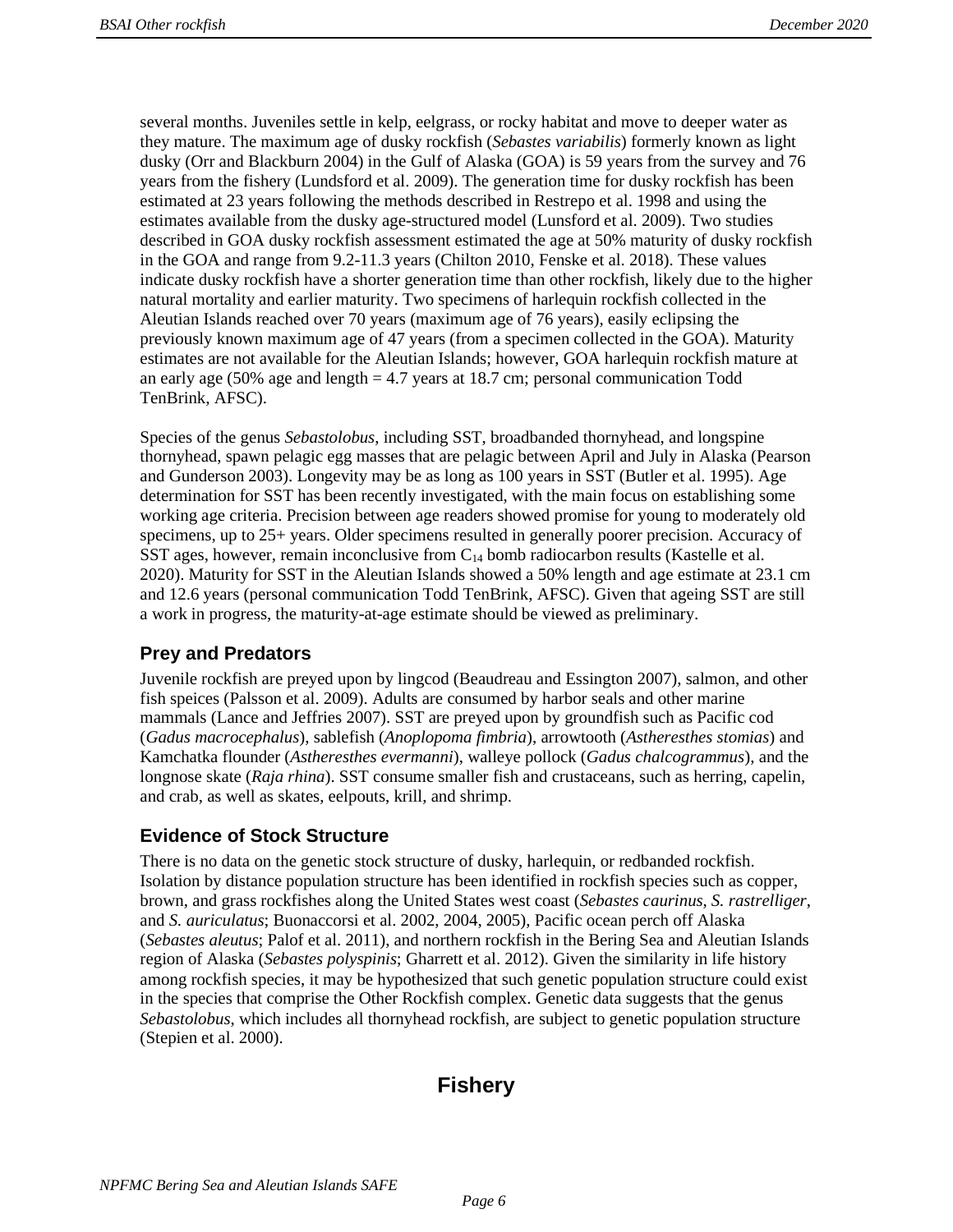several months. Juveniles settle in kelp, eelgrass, or rocky habitat and move to deeper water as they mature. The maximum age of dusky rockfish (*Sebastes variabilis*) formerly known as light dusky (Orr and Blackburn 2004) in the Gulf of Alaska (GOA) is 59 years from the survey and 76 years from the fishery (Lundsford et al. 2009). The generation time for dusky rockfish has been estimated at 23 years following the methods described in Restrepo et al. 1998 and using the estimates available from the dusky age-structured model (Lunsford et al. 2009). Two studies described in GOA dusky rockfish assessment estimated the age at 50% maturity of dusky rockfish in the GOA and range from 9.2-11.3 years (Chilton 2010, Fenske et al. 2018). These values indicate dusky rockfish have a shorter generation time than other rockfish, likely due to the higher natural mortality and earlier maturity. Two specimens of harlequin rockfish collected in the Aleutian Islands reached over 70 years (maximum age of 76 years), easily eclipsing the previously known maximum age of 47 years (from a specimen collected in the GOA). Maturity estimates are not available for the Aleutian Islands; however, GOA harlequin rockfish mature at an early age (50% age and length = 4.7 years at 18.7 cm; personal communication Todd TenBrink, AFSC).

Species of the genus *Sebastolobus*, including SST, broadbanded thornyhead, and longspine thornyhead, spawn pelagic egg masses that are pelagic between April and July in Alaska (Pearson and Gunderson 2003). Longevity may be as long as 100 years in SST (Butler et al. 1995). Age determination for SST has been recently investigated, with the main focus on establishing some working age criteria. Precision between age readers showed promise for young to moderately old specimens, up to 25+ years. Older specimens resulted in generally poorer precision. Accuracy of SST ages, however, remain inconclusive from $C_{14}$ bomb radiocarbon results (Kastelle et al. 2020). Maturity for SST in the Aleutian Islands showed a 50% length and age estimate at 23.1 cm and 12.6 years (personal communication Todd TenBrink, AFSC). Given that ageing SST are still a work in progress, the maturity-at-age estimate should be viewed as preliminary.

### Prey and Predators

Juvenile rockfish are preyed upon by lingcod (Beaudreau and Essington 2007), salmon, and other fish speices (Palsson et al. 2009). Adults are consumed by harbor seals and other marine mammals (Lance and Jeffries 2007). SST are preyed upon by groundfish such as Pacific cod (*Gadus macrocephalus*), sablefish (*Anoplopoma fimbria*), arrowtooth (*Astheresthes stomias*) and Kamchatka flounder (*Astheresthes evermanni*), walleye pollock (*Gadus chalcogrammus*), and the longnose skate (*Raja rhina*). SST consume smaller fish and crustaceans, such as herring, capelin, and crab, as well as skates, eelpouts, krill, and shrimp.

### Evidence of Stock Structure

There is no data on the genetic stock structure of dusky, harlequin, or redbanded rockfish. Isolation by distance population structure has been identified in rockfish species such as copper, brown, and grass rockfishes along the United States west coast (*Sebastes caurinus*, *S. rastrelliger*, and *S. auriculatus*; Buonaccorsi et al. 2002, 2004, 2005), Pacific ocean perch off Alaska (*Sebastes aleutus*; Palof et al. 2011), and northern rockfish in the Bering Sea and Aleutian Islands region of Alaska (*Sebastes polyspinis*; Gharrett et al. 2012). Given the similarity in life history among rockfish species, it may be hypothesized that such genetic population structure could exist in the species that comprise the Other Rockfish complex. Genetic data suggests that the genus *Sebastolobus*, which includes all thornyhead rockfish, are subject to genetic population structure (Stepien et al. 2000).

## Fishery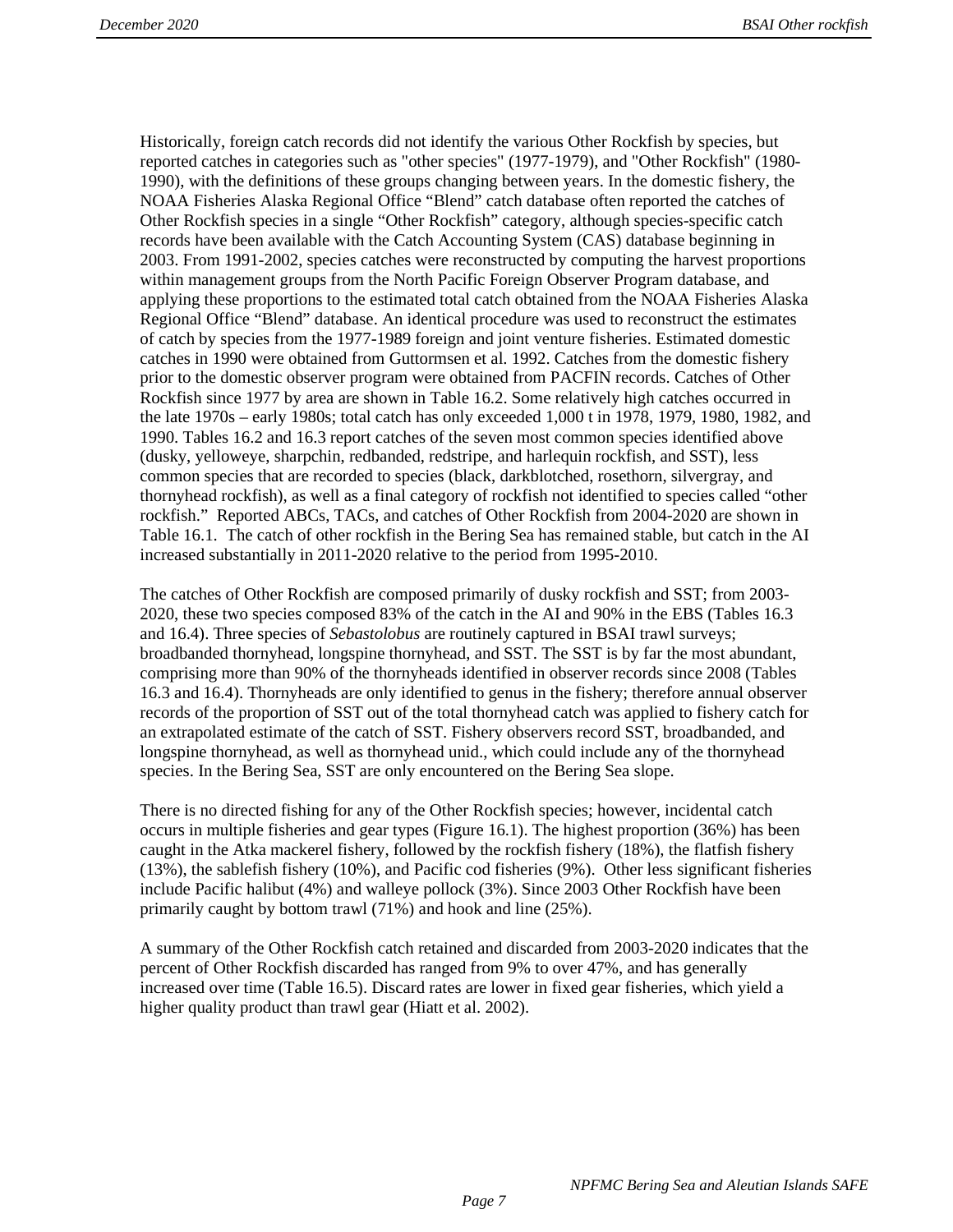Historically, foreign catch records did not identify the various Other Rockfish by species, but reported catches in categories such as "other species" (1977-1979), and "Other Rockfish" (1980-1990), with the definitions of these groups changing between years. In the domestic fishery, the NOAA Fisheries Alaska Regional Office "Blend" catch database often reported the catches of Other Rockfish species in a single "Other Rockfish" category, although species-specific catch records have been available with the Catch Accounting System (CAS) database beginning in 2003. From 1991-2002, species catches were reconstructed by computing the harvest proportions within management groups from the North Pacific Foreign Observer Program database, and applying these proportions to the estimated total catch obtained from the NOAA Fisheries Alaska Regional Office "Blend" database. An identical procedure was used to reconstruct the estimates of catch by species from the 1977-1989 foreign and joint venture fisheries. Estimated domestic catches in 1990 were obtained from Guttormsen et al. 1992. Catches from the domestic fishery prior to the domestic observer program were obtained from PACFIN records. Catches of Other Rockfish since 1977 by area are shown in Table 16.2. Some relatively high catches occurred in the late 1970s – early 1980s; total catch has only exceeded 1,000 t in 1978, 1979, 1980, 1982, and 1990. Tables 16.2 and 16.3 report catches of the seven most common species identified above (dusky, yelloweye, sharpchin, redbanded, redstripe, and harlequin rockfish, and SST), less common species that are recorded to species (black, darkblotched, rosethorn, silvergray, and thornyhead rockfish), as well as a final category of rockfish not identified to species called "other rockfish." Reported ABCs, TACs, and catches of Other Rockfish from 2004-2020 are shown in Table 16.1. The catch of other rockfish in the Bering Sea has remained stable, but catch in the AI increased substantially in 2011-2020 relative to the period from 1995-2010.

The catches of Other Rockfish are composed primarily of dusky rockfish and SST; from 2003-2020, these two species composed 83% of the catch in the AI and 90% in the EBS (Tables 16.3 and 16.4). Three species of *Sebastolobus* are routinely captured in BSAI trawl surveys; broadbanded thornyhead, longspine thornyhead, and SST. The SST is by far the most abundant, comprising more than 90% of the thornyheads identified in observer records since 2008 (Tables 16.3 and 16.4). Thornyheads are only identified to genus in the fishery; therefore annual observer records of the proportion of SST out of the total thornyhead catch was applied to fishery catch for an extrapolated estimate of the catch of SST. Fishery observers record SST, broadbanded, and longspine thornyhead, as well as thornyhead unid., which could include any of the thornyhead species. In the Bering Sea, SST are only encountered on the Bering Sea slope.

There is no directed fishing for any of the Other Rockfish species; however, incidental catch occurs in multiple fisheries and gear types (Figure 16.1). The highest proportion (36%) has been caught in the Atka mackerel fishery, followed by the rockfish fishery (18%), the flatfish fishery (13%), the sablefish fishery (10%), and Pacific cod fisheries (9%). Other less significant fisheries include Pacific halibut (4%) and walleye pollock (3%). Since 2003 Other Rockfish have been primarily caught by bottom trawl (71%) and hook and line (25%).

A summary of the Other Rockfish catch retained and discarded from 2003-2020 indicates that the percent of Other Rockfish discarded has ranged from 9% to over 47%, and has generally increased over time (Table 16.5). Discard rates are lower in fixed gear fisheries, which yield a higher quality product than trawl gear (Hiatt et al. 2002).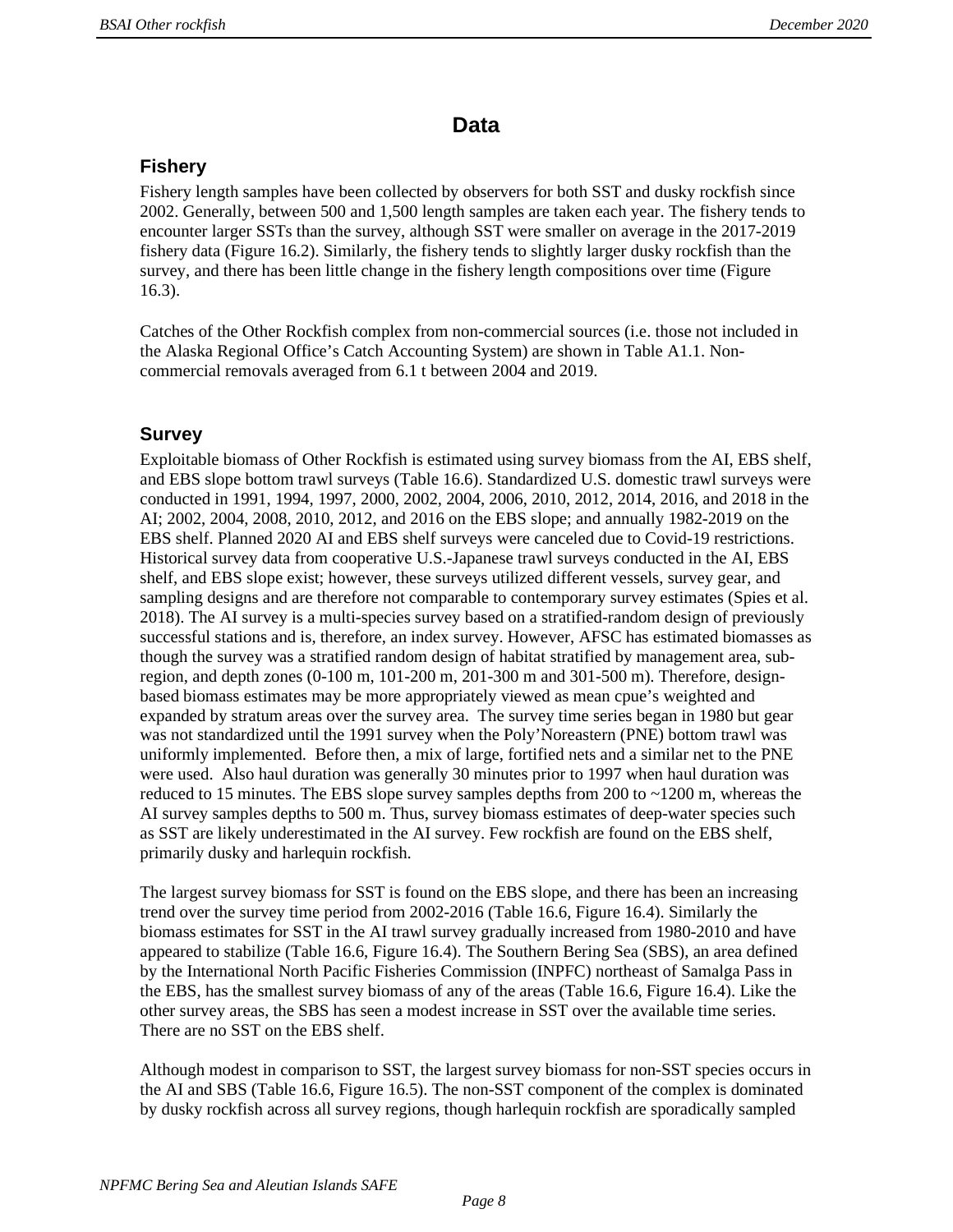# Data

## Fishery

Fishery length samples have been collected by observers for both SST and dusky rockfish since 2002. Generally, between 500 and 1,500 length samples are taken each year. The fishery tends to encounter larger SSTs than the survey, although SST were smaller on average in the 2017-2019 fishery data (Figure 16.2). Similarly, the fishery tends to slightly larger dusky rockfish than the survey, and there has been little change in the fishery length compositions over time (Figure 16.3).

Catches of the Other Rockfish complex from non-commercial sources (i.e. those not included in the Alaska Regional Office's Catch Accounting System) are shown in Table A1.1. Non-commercial removals averaged from 6.1 t between 2004 and 2019.

## Survey

Exploitable biomass of Other Rockfish is estimated using survey biomass from the AI, EBS shelf, and EBS slope bottom trawl surveys (Table 16.6). Standardized U.S. domestic trawl surveys were conducted in 1991, 1994, 1997, 2000, 2002, 2004, 2006, 2010, 2012, 2014, 2016, and 2018 in the AI; 2002, 2004, 2008, 2010, 2012, and 2016 on the EBS slope; and annually 1982-2019 on the EBS shelf. Planned 2020 AI and EBS shelf surveys were canceled due to Covid-19 restrictions. Historical survey data from cooperative U.S.-Japanese trawl surveys conducted in the AI, EBS shelf, and EBS slope exist; however, these surveys utilized different vessels, survey gear, and sampling designs and are therefore not comparable to contemporary survey estimates (Spies et al. 2018). The AI survey is a multi-species survey based on a stratified-random design of previously successful stations and is, therefore, an index survey. However, AFSC has estimated biomasses as though the survey was a stratified random design of habitat stratified by management area, sub-region, and depth zones (0-100 m, 101-200 m, 201-300 m and 301-500 m). Therefore, design-based biomass estimates may be more appropriately viewed as mean cpue's weighted and expanded by stratum areas over the survey area. The survey time series began in 1980 but gear was not standardized until the 1991 survey when the Poly'Noreastern (PNE) bottom trawl was uniformly implemented. Before then, a mix of large, fortified nets and a similar net to the PNE were used. Also haul duration was generally 30 minutes prior to 1997 when haul duration was reduced to 15 minutes. The EBS slope survey samples depths from 200 to ~1200 m, whereas the AI survey samples depths to 500 m. Thus, survey biomass estimates of deep-water species such as SST are likely underestimated in the AI survey. Few rockfish are found on the EBS shelf, primarily dusky and harlequin rockfish.

The largest survey biomass for SST is found on the EBS slope, and there has been an increasing trend over the survey time period from 2002-2016 (Table 16.6, Figure 16.4). Similarly the biomass estimates for SST in the AI trawl survey gradually increased from 1980-2010 and have appeared to stabilize (Table 16.6, Figure 16.4). The Southern Bering Sea (SBS), an area defined by the International North Pacific Fisheries Commission (INPFC) northeast of Samalga Pass in the EBS, has the smallest survey biomass of any of the areas (Table 16.6, Figure 16.4). Like the other survey areas, the SBS has seen a modest increase in SST over the available time series. There are no SST on the EBS shelf.

Although modest in comparison to SST, the largest survey biomass for non-SST species occurs in the AI and SBS (Table 16.6, Figure 16.5). The non-SST component of the complex is dominated by dusky rockfish across all survey regions, though harlequin rockfish are sporadically sampled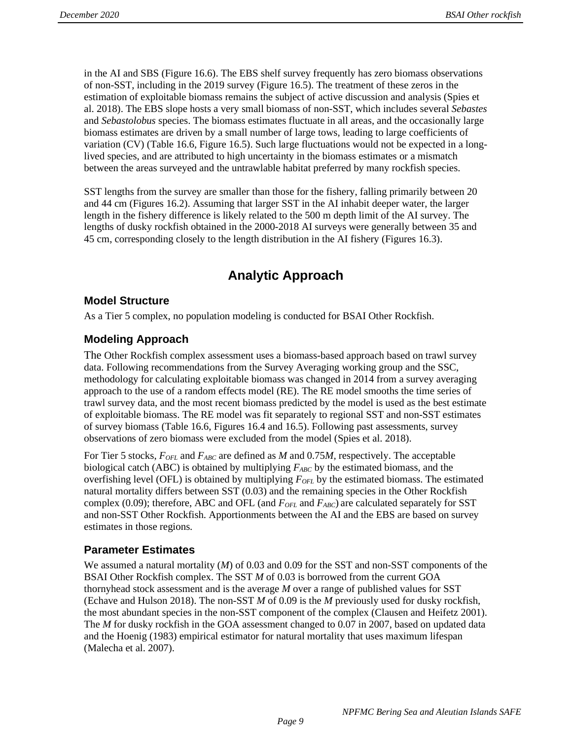in the AI and SBS (Figure 16.6). The EBS shelf survey frequently has zero biomass observations of non-SST, including in the 2019 survey (Figure 16.5). The treatment of these zeros in the estimation of exploitable biomass remains the subject of active discussion and analysis (Spies et al. 2018). The EBS slope hosts a very small biomass of non-SST, which includes several *Sebastes* and *Sebastolobus* species. The biomass estimates fluctuate in all areas, and the occasionally large biomass estimates are driven by a small number of large tows, leading to large coefficients of variation (CV) (Table 16.6, Figure 16.5). Such large fluctuations would not be expected in a long-lived species, and are attributed to high uncertainty in the biomass estimates or a mismatch between the areas surveyed and the untrawlable habitat preferred by many rockfish species.

SST lengths from the survey are smaller than those for the fishery, falling primarily between 20 and 44 cm (Figures 16.2). Assuming that larger SST in the AI inhabit deeper water, the larger length in the fishery difference is likely related to the 500 m depth limit of the AI survey. The lengths of dusky rockfish obtained in the 2000-2018 AI surveys were generally between 35 and 45 cm, corresponding closely to the length distribution in the AI fishery (Figures 16.3).

# Analytic Approach

## Model Structure

As a Tier 5 complex, no population modeling is conducted for BSAI Other Rockfish.

## Modeling Approach

The Other Rockfish complex assessment uses a biomass-based approach based on trawl survey data. Following recommendations from the Survey Averaging working group and the SSC, methodology for calculating exploitable biomass was changed in 2014 from a survey averaging approach to the use of a random effects model (RE). The RE model smooths the time series of trawl survey data, and the most recent biomass predicted by the model is used as the best estimate of exploitable biomass. The RE model was fit separately to regional SST and non-SST estimates of survey biomass (Table 16.6, Figures 16.4 and 16.5). Following past assessments, survey observations of zero biomass were excluded from the model (Spies et al. 2018).

For Tier 5 stocks, $F_{OFL}$ and $F_{ABC}$ are defined as $M$ and $0.75M$, respectively. The acceptable biological catch (ABC) is obtained by multiplying $F_{ABC}$ by the estimated biomass, and the overfishing level (OFL) is obtained by multiplying $F_{OFL}$ by the estimated biomass. The estimated natural mortality differs between SST (0.03) and the remaining species in the Other Rockfish complex (0.09); therefore, ABC and OFL (and $F_{OFL}$ and $F_{ABC}$) are calculated separately for SST and non-SST Other Rockfish. Apportionments between the AI and the EBS are based on survey estimates in those regions.

## Parameter Estimates

We assumed a natural mortality ($M$) of 0.03 and 0.09 for the SST and non-SST components of the BSAI Other Rockfish complex. The SST $M$ of 0.03 is borrowed from the current GOA thornyhead stock assessment and is the average $M$ over a range of published values for SST (Echave and Hulson 2018). The non-SST $M$ of 0.09 is the $M$ previously used for dusky rockfish, the most abundant species in the non-SST component of the complex (Clausen and Heifetz 2001). The $M$ for dusky rockfish in the GOA assessment changed to 0.07 in 2007, based on updated data and the Hoenig (1983) empirical estimator for natural mortality that uses maximum lifespan (Malecha et al. 2007).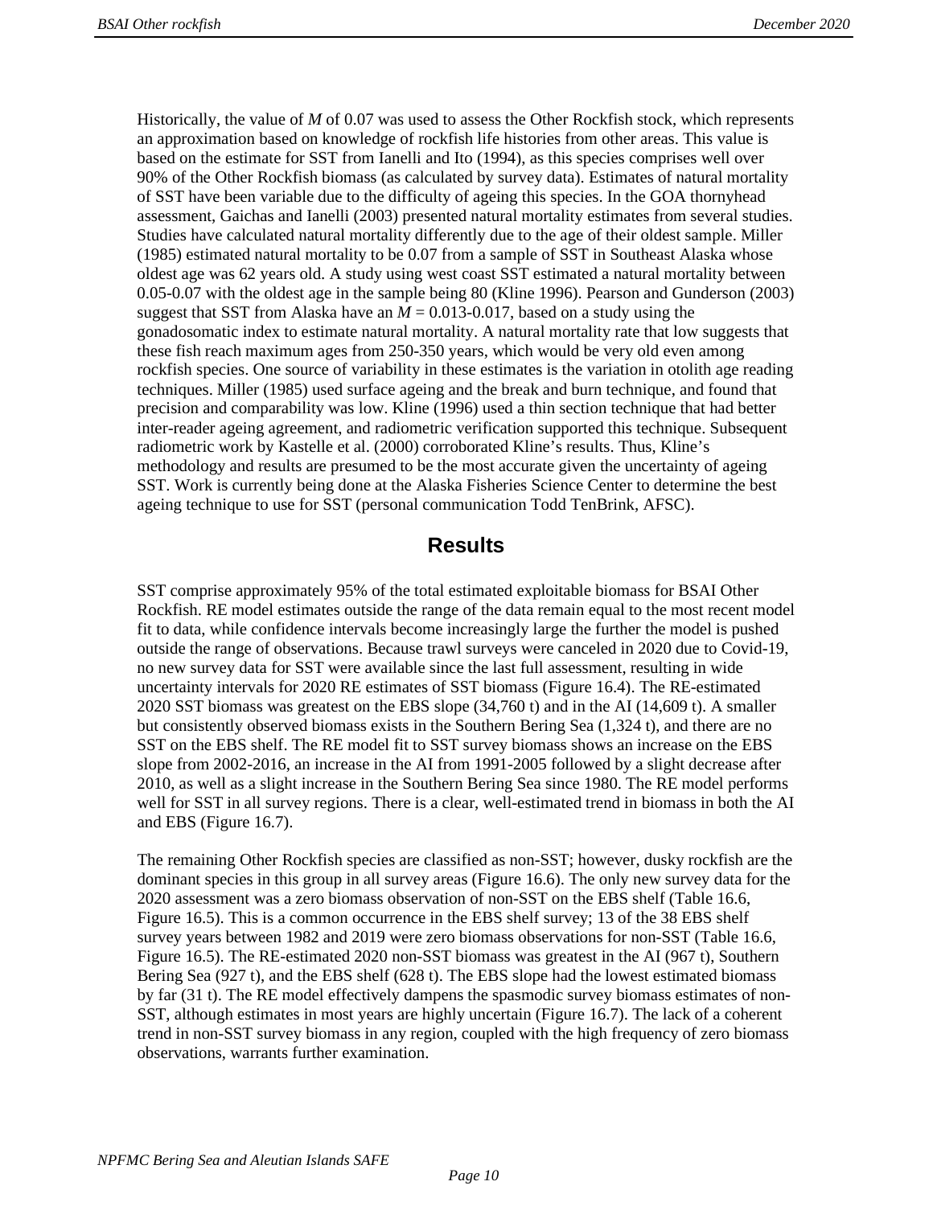Historically, the value of $M$ of 0.07 was used to assess the Other Rockfish stock, which represents an approximation based on knowledge of rockfish life histories from other areas. This value is based on the estimate for SST from Ianelli and Ito (1994), as this species comprises well over 90% of the Other Rockfish biomass (as calculated by survey data). Estimates of natural mortality of SST have been variable due to the difficulty of ageing this species. In the GOA thornyhead assessment, Gaichas and Ianelli (2003) presented natural mortality estimates from several studies. Studies have calculated natural mortality differently due to the age of their oldest sample. Miller (1985) estimated natural mortality to be 0.07 from a sample of SST in Southeast Alaska whose oldest age was 62 years old. A study using west coast SST estimated a natural mortality between 0.05-0.07 with the oldest age in the sample being 80 (Kline 1996). Pearson and Gunderson (2003) suggest that SST from Alaska have an $M = 0.013$-$0.017$, based on a study using the gonadosomatic index to estimate natural mortality. A natural mortality rate that low suggests that these fish reach maximum ages from 250-350 years, which would be very old even among rockfish species. One source of variability in these estimates is the variation in otolith age reading techniques. Miller (1985) used surface ageing and the break and burn technique, and found that precision and comparability was low. Kline (1996) used a thin section technique that had better inter-reader ageing agreement, and radiometric verification supported this technique. Subsequent radiometric work by Kastelle et al. (2000) corroborated Kline's results. Thus, Kline's methodology and results are presumed to be the most accurate given the uncertainty of ageing SST. Work is currently being done at the Alaska Fisheries Science Center to determine the best ageing technique to use for SST (personal communication Todd TenBrink, AFSC).

## Results

SST comprise approximately 95% of the total estimated exploitable biomass for BSAI Other Rockfish. RE model estimates outside the range of the data remain equal to the most recent model fit to data, while confidence intervals become increasingly large the further the model is pushed outside the range of observations. Because trawl surveys were canceled in 2020 due to Covid-19, no new survey data for SST were available since the last full assessment, resulting in wide uncertainty intervals for 2020 RE estimates of SST biomass (Figure 16.4). The RE-estimated 2020 SST biomass was greatest on the EBS slope (34,760 t) and in the AI (14,609 t). A smaller but consistently observed biomass exists in the Southern Bering Sea (1,324 t), and there are no SST on the EBS shelf. The RE model fit to SST survey biomass shows an increase on the EBS slope from 2002-2016, an increase in the AI from 1991-2005 followed by a slight decrease after 2010, as well as a slight increase in the Southern Bering Sea since 1980. The RE model performs well for SST in all survey regions. There is a clear, well-estimated trend in biomass in both the AI and EBS (Figure 16.7).

The remaining Other Rockfish species are classified as non-SST; however, dusky rockfish are the dominant species in this group in all survey areas (Figure 16.6). The only new survey data for the 2020 assessment was a zero biomass observation of non-SST on the EBS shelf (Table 16.6, Figure 16.5). This is a common occurrence in the EBS shelf survey; 13 of the 38 EBS shelf survey years between 1982 and 2019 were zero biomass observations for non-SST (Table 16.6, Figure 16.5). The RE-estimated 2020 non-SST biomass was greatest in the AI (967 t), Southern Bering Sea (927 t), and the EBS shelf (628 t). The EBS slope had the lowest estimated biomass by far (31 t). The RE model effectively dampens the spasmodic survey biomass estimates of non-SST, although estimates in most years are highly uncertain (Figure 16.7). The lack of a coherent trend in non-SST survey biomass in any region, coupled with the high frequency of zero biomass observations, warrants further examination.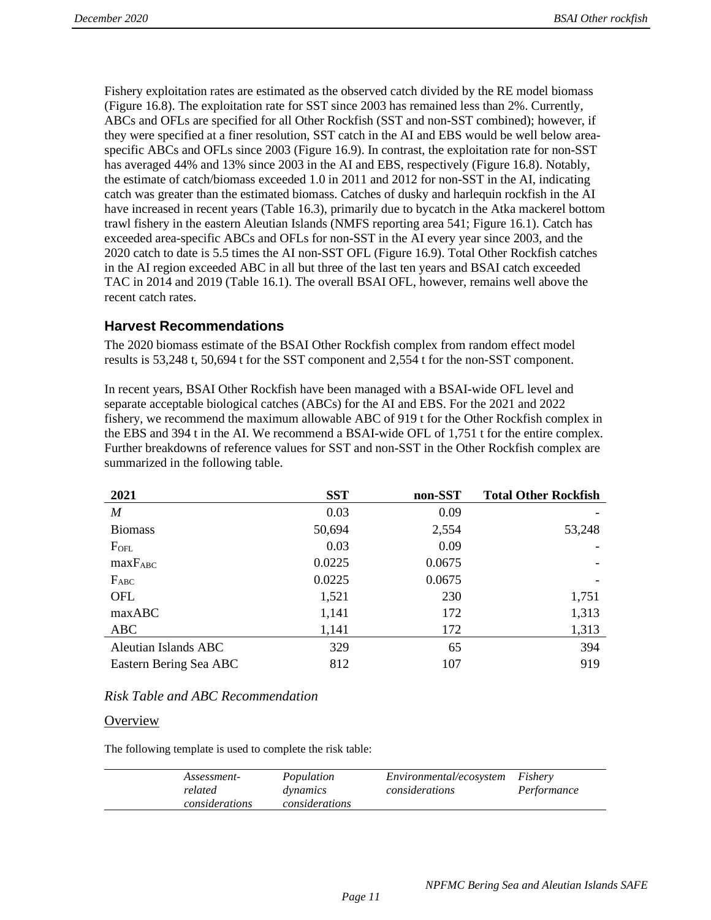Fishery exploitation rates are estimated as the observed catch divided by the RE model biomass (Figure 16.8). The exploitation rate for SST since 2003 has remained less than 2%. Currently, ABCs and OFLs are specified for all Other Rockfish (SST and non-SST combined); however, if they were specified at a finer resolution, SST catch in the AI and EBS would be well below area-specific ABCs and OFLs since 2003 (Figure 16.9). In contrast, the exploitation rate for non-SST has averaged 44% and 13% since 2003 in the AI and EBS, respectively (Figure 16.8). Notably, the estimate of catch/biomass exceeded 1.0 in 2011 and 2012 for non-SST in the AI, indicating catch was greater than the estimated biomass. Catches of dusky and harlequin rockfish in the AI have increased in recent years (Table 16.3), primarily due to bycatch in the Atka mackerel bottom trawl fishery in the eastern Aleutian Islands (NMFS reporting area 541; Figure 16.1). Catch has exceeded area-specific ABCs and OFLs for non-SST in the AI every year since 2003, and the 2020 catch to date is 5.5 times the AI non-SST OFL (Figure 16.9). Total Other Rockfish catches in the AI region exceeded ABC in all but three of the last ten years and BSAI catch exceeded TAC in 2014 and 2019 (Table 16.1). The overall BSAI OFL, however, remains well above the recent catch rates.

## Harvest Recommendations

The 2020 biomass estimate of the BSAI Other Rockfish complex from random effect model results is 53,248 t, 50,694 t for the SST component and 2,554 t for the non-SST component.

In recent years, BSAI Other Rockfish have been managed with a BSAI-wide OFL level and separate acceptable biological catches (ABCs) for the AI and EBS. For the 2021 and 2022 fishery, we recommend the maximum allowable ABC of 919 t for the Other Rockfish complex in the EBS and 394 t in the AI. We recommend a BSAI-wide OFL of 1,751 t for the entire complex. Further breakdowns of reference values for SST and non-SST in the Other Rockfish complex are summarized in the following table.

| 2021 | SST | non-SST | Total Other Rockfish |
|---|---|---|---|
| $M$ | 0.03 | 0.09 | - |
| Biomass | 50,694 | 2,554 | 53,248 |
| $F_{OFL}$ | 0.03 | 0.09 | - |
| $maxF_{ABC}$ | 0.0225 | 0.0675 | - |
| $F_{ABC}$ | 0.0225 | 0.0675 | - |
| OFL | 1,521 | 230 | 1,751 |
| maxABC | 1,141 | 172 | 1,313 |
| ABC | 1,141 | 172 | 1,313 |
| Aleutian Islands ABC | 329 | 65 | 394 |
| Eastern Bering Sea ABC | 812 | 107 | 919 |

### *Risk Table and ABC Recommendation*

#### Overview

The following template is used to complete the risk table:

| | *Assessment-related considerations* | *Population dynamics considerations* | *Environmental/ecosystem considerations* | *Fishery Performance* |
|---|---|---|---|---|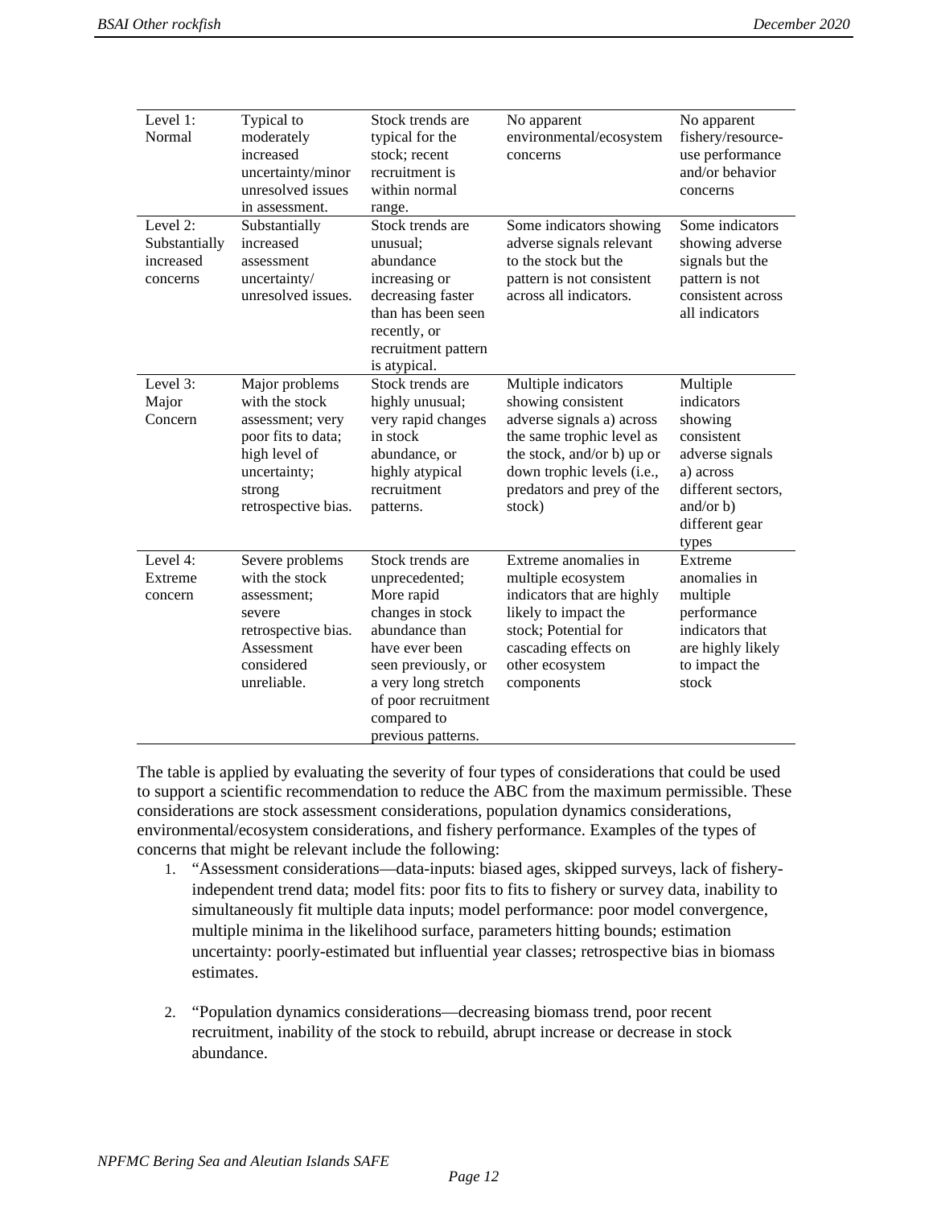| Level 1: Normal | Typical to moderately increased uncertainty/minor unresolved issues in assessment. | Stock trends are typical for the stock; recent recruitment is within normal range. | No apparent environmental/ecosystem concerns | No apparent fishery/resource-use performance and/or behavior concerns |
|---|---|---|---|---|
| Level 2: Substantially increased concerns | Substantially increased assessment uncertainty/ unresolved issues. | Stock trends are unusual; abundance increasing or decreasing faster than has been seen recently, or recruitment pattern is atypical. | Some indicators showing adverse signals relevant to the stock but the pattern is not consistent across all indicators. | Some indicators showing adverse signals but the pattern is not consistent across all indicators |
| Level 3: Major Concern | Major problems with the stock assessment; very poor fits to data; high level of uncertainty; strong retrospective bias. | Stock trends are highly unusual; very rapid changes in stock abundance, or highly atypical recruitment patterns. | Multiple indicators showing consistent adverse signals a) across the same trophic level as the stock, and/or b) up or down trophic levels (i.e., predators and prey of the stock) | Multiple indicators showing consistent adverse signals a) across different sectors, and/or b) different gear types |
| Level 4: Extreme concern | Severe problems with the stock assessment; severe retrospective bias. Assessment considered unreliable. | Stock trends are unprecedented; More rapid changes in stock abundance than have ever been seen previously, or a very long stretch of poor recruitment compared to previous patterns. | Extreme anomalies in multiple ecosystem indicators that are highly likely to impact the stock; Potential for cascading effects on other ecosystem components | Extreme anomalies in multiple performance indicators that are highly likely to impact the stock |

The table is applied by evaluating the severity of four types of considerations that could be used to support a scientific recommendation to reduce the ABC from the maximum permissible. These considerations are stock assessment considerations, population dynamics considerations, environmental/ecosystem considerations, and fishery performance. Examples of the types of concerns that might be relevant include the following:

1. "Assessment considerations—data-inputs: biased ages, skipped surveys, lack of fishery-independent trend data; model fits: poor fits to fits to fishery or survey data, inability to simultaneously fit multiple data inputs; model performance: poor model convergence, multiple minima in the likelihood surface, parameters hitting bounds; estimation uncertainty: poorly-estimated but influential year classes; retrospective bias in biomass estimates.

2. "Population dynamics considerations—decreasing biomass trend, poor recent recruitment, inability of the stock to rebuild, abrupt increase or decrease in stock abundance.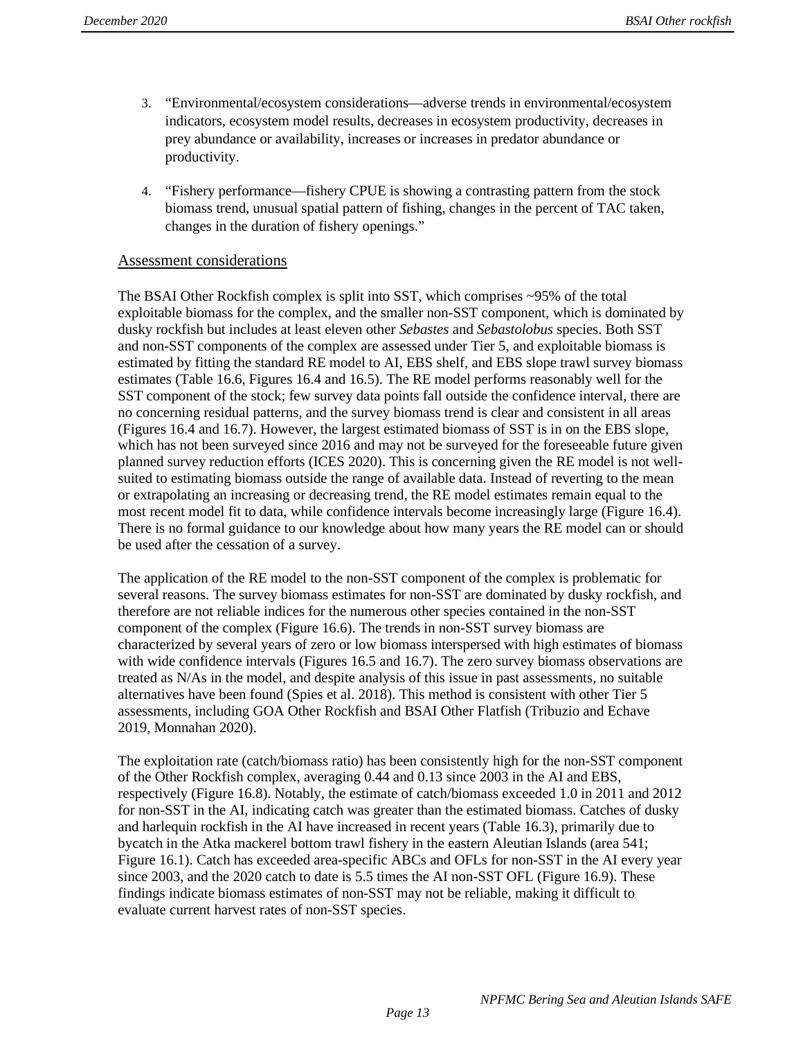3. "Environmental/ecosystem considerations—adverse trends in environmental/ecosystem indicators, ecosystem model results, decreases in ecosystem productivity, decreases in prey abundance or availability, increases or increases in predator abundance or productivity.

4. "Fishery performance—fishery CPUE is showing a contrasting pattern from the stock biomass trend, unusual spatial pattern of fishing, changes in the percent of TAC taken, changes in the duration of fishery openings."

### Assessment considerations

The BSAI Other Rockfish complex is split into SST, which comprises ~95% of the total exploitable biomass for the complex, and the smaller non-SST component, which is dominated by dusky rockfish but includes at least eleven other *Sebastes* and *Sebastolobus* species. Both SST and non-SST components of the complex are assessed under Tier 5, and exploitable biomass is estimated by fitting the standard RE model to AI, EBS shelf, and EBS slope trawl survey biomass estimates (Table 16.6, Figures 16.4 and 16.5). The RE model performs reasonably well for the SST component of the stock; few survey data points fall outside the confidence interval, there are no concerning residual patterns, and the survey biomass trend is clear and consistent in all areas (Figures 16.4 and 16.7). However, the largest estimated biomass of SST is in on the EBS slope, which has not been surveyed since 2016 and may not be surveyed for the foreseeable future given planned survey reduction efforts (ICES 2020). This is concerning given the RE model is not well-suited to estimating biomass outside the range of available data. Instead of reverting to the mean or extrapolating an increasing or decreasing trend, the RE model estimates remain equal to the most recent model fit to data, while confidence intervals become increasingly large (Figure 16.4). There is no formal guidance to our knowledge about how many years the RE model can or should be used after the cessation of a survey.

The application of the RE model to the non-SST component of the complex is problematic for several reasons. The survey biomass estimates for non-SST are dominated by dusky rockfish, and therefore are not reliable indices for the numerous other species contained in the non-SST component of the complex (Figure 16.6). The trends in non-SST survey biomass are characterized by several years of zero or low biomass interspersed with high estimates of biomass with wide confidence intervals (Figures 16.5 and 16.7). The zero survey biomass observations are treated as N/As in the model, and despite analysis of this issue in past assessments, no suitable alternatives have been found (Spies et al. 2018). This method is consistent with other Tier 5 assessments, including GOA Other Rockfish and BSAI Other Flatfish (Tribuzio and Echave 2019, Monnahan 2020).

The exploitation rate (catch/biomass ratio) has been consistently high for the non-SST component of the Other Rockfish complex, averaging 0.44 and 0.13 since 2003 in the AI and EBS, respectively (Figure 16.8). Notably, the estimate of catch/biomass exceeded 1.0 in 2011 and 2012 for non-SST in the AI, indicating catch was greater than the estimated biomass. Catches of dusky and harlequin rockfish in the AI have increased in recent years (Table 16.3), primarily due to bycatch in the Atka mackerel bottom trawl fishery in the eastern Aleutian Islands (area 541; Figure 16.1). Catch has exceeded area-specific ABCs and OFLs for non-SST in the AI every year since 2003, and the 2020 catch to date is 5.5 times the AI non-SST OFL (Figure 16.9). These findings indicate biomass estimates of non-SST may not be reliable, making it difficult to evaluate current harvest rates of non-SST species.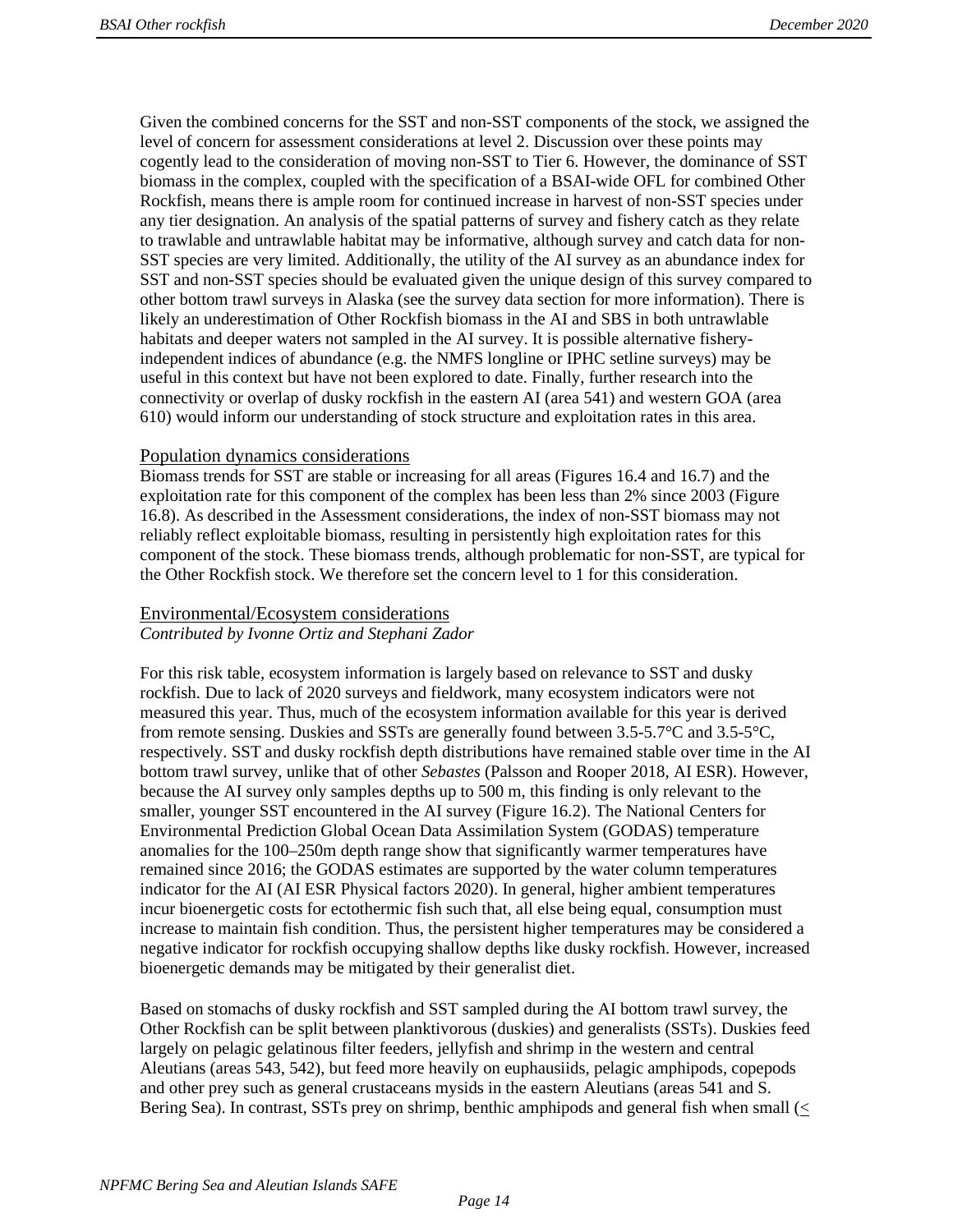Given the combined concerns for the SST and non-SST components of the stock, we assigned the level of concern for assessment considerations at level 2. Discussion over these points may cogently lead to the consideration of moving non-SST to Tier 6. However, the dominance of SST biomass in the complex, coupled with the specification of a BSAI-wide OFL for combined Other Rockfish, means there is ample room for continued increase in harvest of non-SST species under any tier designation. An analysis of the spatial patterns of survey and fishery catch as they relate to trawlable and untrawlable habitat may be informative, although survey and catch data for non-SST species are very limited. Additionally, the utility of the AI survey as an abundance index for SST and non-SST species should be evaluated given the unique design of this survey compared to other bottom trawl surveys in Alaska (see the survey data section for more information). There is likely an underestimation of Other Rockfish biomass in the AI and SBS in both untrawlable habitats and deeper waters not sampled in the AI survey. It is possible alternative fishery-independent indices of abundance (e.g. the NMFS longline or IPHC setline surveys) may be useful in this context but have not been explored to date. Finally, further research into the connectivity or overlap of dusky rockfish in the eastern AI (area 541) and western GOA (area 610) would inform our understanding of stock structure and exploitation rates in this area.

### Population dynamics considerations

Biomass trends for SST are stable or increasing for all areas (Figures 16.4 and 16.7) and the exploitation rate for this component of the complex has been less than 2% since 2003 (Figure 16.8). As described in the Assessment considerations, the index of non-SST biomass may not reliably reflect exploitable biomass, resulting in persistently high exploitation rates for this component of the stock. These biomass trends, although problematic for non-SST, are typical for the Other Rockfish stock. We therefore set the concern level to 1 for this consideration.

### Environmental/Ecosystem considerations

*Contributed by Ivonne Ortiz and Stephani Zador*

For this risk table, ecosystem information is largely based on relevance to SST and dusky rockfish. Due to lack of 2020 surveys and fieldwork, many ecosystem indicators were not measured this year. Thus, much of the ecosystem information available for this year is derived from remote sensing. Duskies and SSTs are generally found between 3.5-5.7°C and 3.5-5°C, respectively. SST and dusky rockfish depth distributions have remained stable over time in the AI bottom trawl survey, unlike that of other *Sebastes* (Palsson and Rooper 2018, AI ESR). However, because the AI survey only samples depths up to 500 m, this finding is only relevant to the smaller, younger SST encountered in the AI survey (Figure 16.2). The National Centers for Environmental Prediction Global Ocean Data Assimilation System (GODAS) temperature anomalies for the 100–250m depth range show that significantly warmer temperatures have remained since 2016; the GODAS estimates are supported by the water column temperatures indicator for the AI (AI ESR Physical factors 2020). In general, higher ambient temperatures incur bioenergetic costs for ectothermic fish such that, all else being equal, consumption must increase to maintain fish condition. Thus, the persistent higher temperatures may be considered a negative indicator for rockfish occupying shallow depths like dusky rockfish. However, increased bioenergetic demands may be mitigated by their generalist diet.

Based on stomachs of dusky rockfish and SST sampled during the AI bottom trawl survey, the Other Rockfish can be split between planktivorous (duskies) and generalists (SSTs). Duskies feed largely on pelagic gelatinous filter feeders, jellyfish and shrimp in the western and central Aleutians (areas 543, 542), but feed more heavily on euphausiids, pelagic amphipods, copepods and other prey such as general crustaceans mysids in the eastern Aleutians (areas 541 and S. Bering Sea). In contrast, SSTs prey on shrimp, benthic amphipods and general fish when small (≤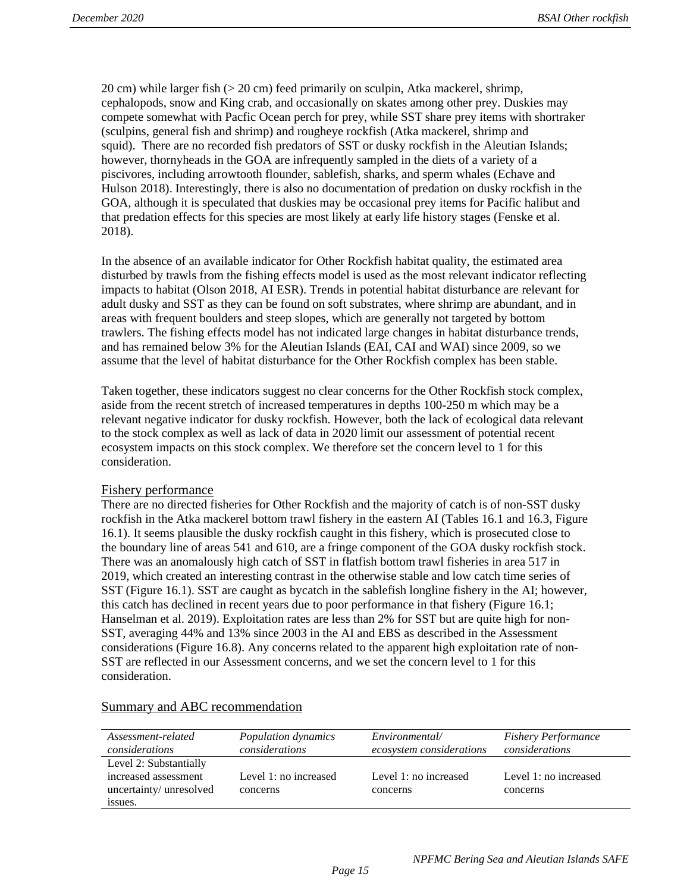20 cm) while larger fish (> 20 cm) feed primarily on sculpin, Atka mackerel, shrimp, cephalopods, snow and King crab, and occasionally on skates among other prey. Duskies may compete somewhat with Pacfic Ocean perch for prey, while SST share prey items with shortraker (sculpins, general fish and shrimp) and rougheye rockfish (Atka mackerel, shrimp and squid). There are no recorded fish predators of SST or dusky rockfish in the Aleutian Islands; however, thornyheads in the GOA are infrequently sampled in the diets of a variety of a piscivores, including arrowtooth flounder, sablefish, sharks, and sperm whales (Echave and Hulson 2018). Interestingly, there is also no documentation of predation on dusky rockfish in the GOA, although it is speculated that duskies may be occasional prey items for Pacific halibut and that predation effects for this species are most likely at early life history stages (Fenske et al. 2018).

In the absence of an available indicator for Other Rockfish habitat quality, the estimated area disturbed by trawls from the fishing effects model is used as the most relevant indicator reflecting impacts to habitat (Olson 2018, AI ESR). Trends in potential habitat disturbance are relevant for adult dusky and SST as they can be found on soft substrates, where shrimp are abundant, and in areas with frequent boulders and steep slopes, which are generally not targeted by bottom trawlers. The fishing effects model has not indicated large changes in habitat disturbance trends, and has remained below 3% for the Aleutian Islands (EAI, CAI and WAI) since 2009, so we assume that the level of habitat disturbance for the Other Rockfish complex has been stable.

Taken together, these indicators suggest no clear concerns for the Other Rockfish stock complex, aside from the recent stretch of increased temperatures in depths 100-250 m which may be a relevant negative indicator for dusky rockfish. However, both the lack of ecological data relevant to the stock complex as well as lack of data in 2020 limit our assessment of potential recent ecosystem impacts on this stock complex. We therefore set the concern level to 1 for this consideration.

## Fishery performance

There are no directed fisheries for Other Rockfish and the majority of catch is of non-SST dusky rockfish in the Atka mackerel bottom trawl fishery in the eastern AI (Tables 16.1 and 16.3, Figure 16.1). It seems plausible the dusky rockfish caught in this fishery, which is prosecuted close to the boundary line of areas 541 and 610, are a fringe component of the GOA dusky rockfish stock. There was an anomalously high catch of SST in flatfish bottom trawl fisheries in area 517 in 2019, which created an interesting contrast in the otherwise stable and low catch time series of SST (Figure 16.1). SST are caught as bycatch in the sablefish longline fishery in the AI; however, this catch has declined in recent years due to poor performance in that fishery (Figure 16.1; Hanselman et al. 2019). Exploitation rates are less than 2% for SST but are quite high for non-SST, averaging 44% and 13% since 2003 in the AI and EBS as described in the Assessment considerations (Figure 16.8). Any concerns related to the apparent high exploitation rate of non-SST are reflected in our Assessment concerns, and we set the concern level to 1 for this consideration.

## Summary and ABC recommendation

| *Assessment-related considerations* | *Population dynamics considerations* | *Environmental/ ecosystem considerations* | *Fishery Performance considerations* |
|---|---|---|---|
| Level 2: Substantially increased assessment uncertainty/ unresolved issues. | Level 1: no increased concerns | Level 1: no increased concerns | Level 1: no increased concerns |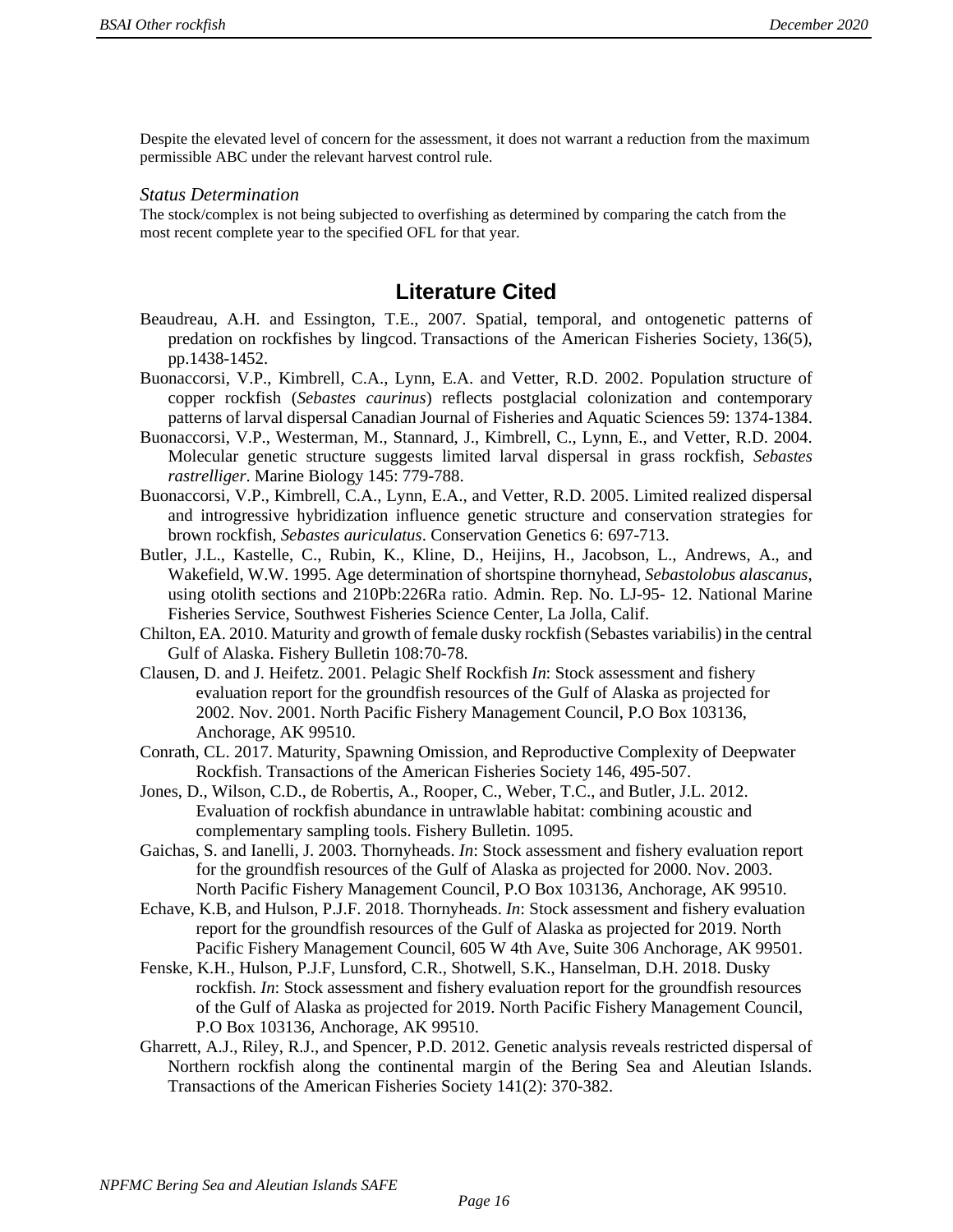Despite the elevated level of concern for the assessment, it does not warrant a reduction from the maximum permissible ABC under the relevant harvest control rule.

*Status Determination*

The stock/complex is not being subjected to overfishing as determined by comparing the catch from the most recent complete year to the specified OFL for that year.

## Literature Cited

Beaudreau, A.H. and Essington, T.E., 2007. Spatial, temporal, and ontogenetic patterns of predation on rockfishes by lingcod. Transactions of the American Fisheries Society, 136(5), pp.1438-1452.

Buonaccorsi, V.P., Kimbrell, C.A., Lynn, E.A. and Vetter, R.D. 2002. Population structure of copper rockfish (*Sebastes caurinus*) reflects postglacial colonization and contemporary patterns of larval dispersal Canadian Journal of Fisheries and Aquatic Sciences 59: 1374-1384.

Buonaccorsi, V.P., Westerman, M., Stannard, J., Kimbrell, C., Lynn, E., and Vetter, R.D. 2004. Molecular genetic structure suggests limited larval dispersal in grass rockfish, *Sebastes rastrelliger*. Marine Biology 145: 779-788.

Buonaccorsi, V.P., Kimbrell, C.A., Lynn, E.A., and Vetter, R.D. 2005. Limited realized dispersal and introgressive hybridization influence genetic structure and conservation strategies for brown rockfish, *Sebastes auriculatus*. Conservation Genetics 6: 697-713.

Butler, J.L., Kastelle, C., Rubin, K., Kline, D., Heijins, H., Jacobson, L., Andrews, A., and Wakefield, W.W. 1995. Age determination of shortspine thornyhead, *Sebastolobus alascanus*, using otolith sections and 210Pb:226Ra ratio. Admin. Rep. No. LJ-95- 12. National Marine Fisheries Service, Southwest Fisheries Science Center, La Jolla, Calif.

Chilton, EA. 2010. Maturity and growth of female dusky rockfish (Sebastes variabilis) in the central Gulf of Alaska. Fishery Bulletin 108:70-78.

Clausen, D. and J. Heifetz. 2001. Pelagic Shelf Rockfish *In*: Stock assessment and fishery evaluation report for the groundfish resources of the Gulf of Alaska as projected for 2002. Nov. 2001. North Pacific Fishery Management Council, P.O Box 103136, Anchorage, AK 99510.

Conrath, CL. 2017. Maturity, Spawning Omission, and Reproductive Complexity of Deepwater Rockfish. Transactions of the American Fisheries Society 146, 495-507.

Jones, D., Wilson, C.D., de Robertis, A., Rooper, C., Weber, T.C., and Butler, J.L. 2012. Evaluation of rockfish abundance in untrawlable habitat: combining acoustic and complementary sampling tools. Fishery Bulletin. 1095.

Gaichas, S. and Ianelli, J. 2003. Thornyheads. *In*: Stock assessment and fishery evaluation report for the groundfish resources of the Gulf of Alaska as projected for 2000. Nov. 2003. North Pacific Fishery Management Council, P.O Box 103136, Anchorage, AK 99510.

Echave, K.B, and Hulson, P.J.F. 2018. Thornyheads. *In*: Stock assessment and fishery evaluation report for the groundfish resources of the Gulf of Alaska as projected for 2019. North Pacific Fishery Management Council, 605 W 4th Ave, Suite 306 Anchorage, AK 99501.

Fenske, K.H., Hulson, P.J.F, Lunsford, C.R., Shotwell, S.K., Hanselman, D.H. 2018. Dusky rockfish. *In*: Stock assessment and fishery evaluation report for the groundfish resources of the Gulf of Alaska as projected for 2019. North Pacific Fishery Management Council, P.O Box 103136, Anchorage, AK 99510.

Gharrett, A.J., Riley, R.J., and Spencer, P.D. 2012. Genetic analysis reveals restricted dispersal of Northern rockfish along the continental margin of the Bering Sea and Aleutian Islands. Transactions of the American Fisheries Society 141(2): 370-382.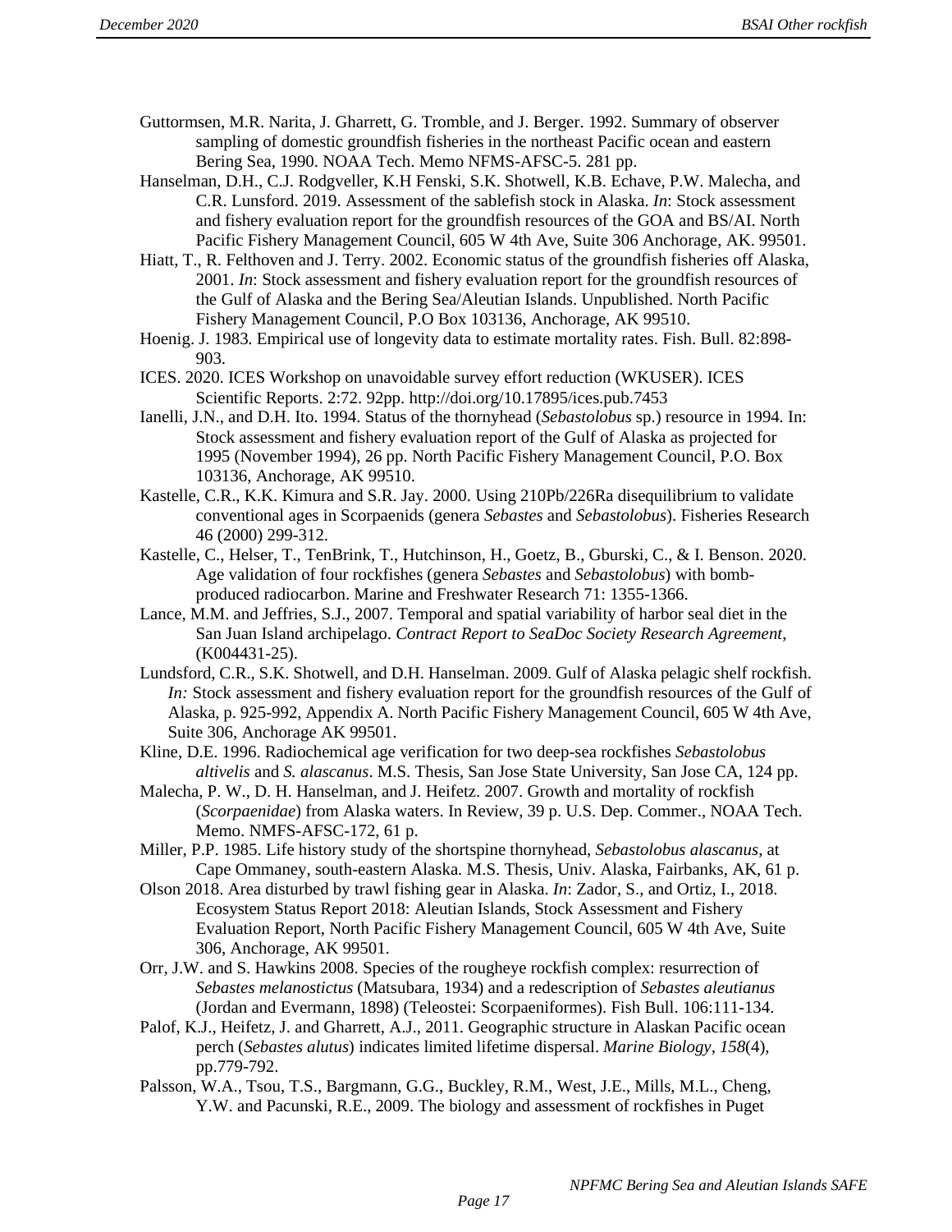Guttormsen, M.R. Narita, J. Gharrett, G. Tromble, and J. Berger. 1992. Summary of observer sampling of domestic groundfish fisheries in the northeast Pacific ocean and eastern Bering Sea, 1990. NOAA Tech. Memo NFMS-AFSC-5. 281 pp.

Hanselman, D.H., C.J. Rodgveller, K.H Fenski, S.K. Shotwell, K.B. Echave, P.W. Malecha, and C.R. Lunsford. 2019. Assessment of the sablefish stock in Alaska. *In*: Stock assessment and fishery evaluation report for the groundfish resources of the GOA and BS/AI. North Pacific Fishery Management Council, 605 W 4th Ave, Suite 306 Anchorage, AK. 99501.

Hiatt, T., R. Felthoven and J. Terry. 2002. Economic status of the groundfish fisheries off Alaska, 2001. *In*: Stock assessment and fishery evaluation report for the groundfish resources of the Gulf of Alaska and the Bering Sea/Aleutian Islands. Unpublished. North Pacific Fishery Management Council, P.O Box 103136, Anchorage, AK 99510.

Hoenig. J. 1983. Empirical use of longevity data to estimate mortality rates. Fish. Bull. 82:898-903.

ICES. 2020. ICES Workshop on unavoidable survey effort reduction (WKUSER). ICES Scientific Reports. 2:72. 92pp. http://doi.org/10.17895/ices.pub.7453

Ianelli, J.N., and D.H. Ito. 1994. Status of the thornyhead (*Sebastolobus* sp.) resource in 1994. In: Stock assessment and fishery evaluation report of the Gulf of Alaska as projected for 1995 (November 1994), 26 pp. North Pacific Fishery Management Council, P.O. Box 103136, Anchorage, AK 99510.

Kastelle, C.R., K.K. Kimura and S.R. Jay. 2000. Using 210Pb/226Ra disequilibrium to validate conventional ages in Scorpaenids (genera *Sebastes* and *Sebastolobus*). Fisheries Research 46 (2000) 299-312.

Kastelle, C., Helser, T., TenBrink, T., Hutchinson, H., Goetz, B., Gburski, C., & I. Benson. 2020. Age validation of four rockfishes (genera *Sebastes* and *Sebastolobus*) with bomb-produced radiocarbon. Marine and Freshwater Research 71: 1355-1366.

Lance, M.M. and Jeffries, S.J., 2007. Temporal and spatial variability of harbor seal diet in the San Juan Island archipelago. *Contract Report to SeaDoc Society Research Agreement*, (K004431-25).

Lundsford, C.R., S.K. Shotwell, and D.H. Hanselman. 2009. Gulf of Alaska pelagic shelf rockfish. *In:* Stock assessment and fishery evaluation report for the groundfish resources of the Gulf of Alaska, p. 925-992, Appendix A. North Pacific Fishery Management Council, 605 W 4th Ave, Suite 306, Anchorage AK 99501.

Kline, D.E. 1996. Radiochemical age verification for two deep-sea rockfishes *Sebastolobus altivelis* and *S. alascanus*. M.S. Thesis, San Jose State University, San Jose CA, 124 pp.

Malecha, P. W., D. H. Hanselman, and J. Heifetz. 2007. Growth and mortality of rockfish (*Scorpaenidae*) from Alaska waters. In Review, 39 p. U.S. Dep. Commer., NOAA Tech. Memo. NMFS-AFSC-172, 61 p.

Miller, P.P. 1985. Life history study of the shortspine thornyhead, *Sebastolobus alascanus*, at Cape Ommaney, south-eastern Alaska. M.S. Thesis, Univ. Alaska, Fairbanks, AK, 61 p.

Olson 2018. Area disturbed by trawl fishing gear in Alaska. *In*: Zador, S., and Ortiz, I., 2018. Ecosystem Status Report 2018: Aleutian Islands, Stock Assessment and Fishery Evaluation Report, North Pacific Fishery Management Council, 605 W 4th Ave, Suite 306, Anchorage, AK 99501.

Orr, J.W. and S. Hawkins 2008. Species of the rougheye rockfish complex: resurrection of *Sebastes melanostictus* (Matsubara, 1934) and a redescription of *Sebastes aleutianus* (Jordan and Evermann, 1898) (Teleostei: Scorpaeniformes). Fish Bull. 106:111-134.

Palof, K.J., Heifetz, J. and Gharrett, A.J., 2011. Geographic structure in Alaskan Pacific ocean perch (*Sebastes alutus*) indicates limited lifetime dispersal. *Marine Biology*, *158*(4), pp.779-792.

Palsson, W.A., Tsou, T.S., Bargmann, G.G., Buckley, R.M., West, J.E., Mills, M.L., Cheng, Y.W. and Pacunski, R.E., 2009. The biology and assessment of rockfishes in Puget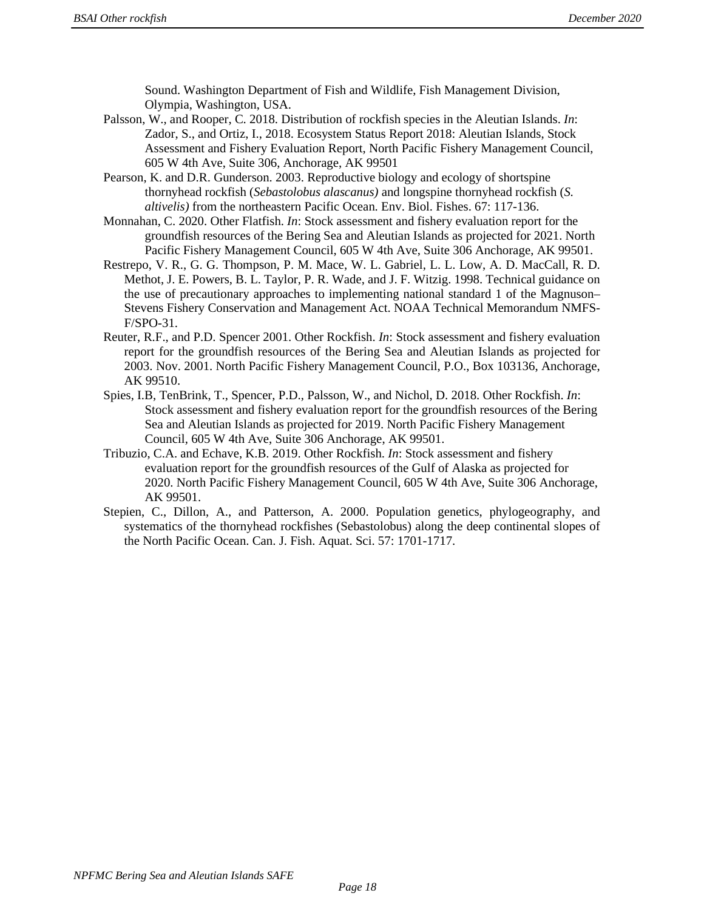Sound. Washington Department of Fish and Wildlife, Fish Management Division, Olympia, Washington, USA.

Palsson, W., and Rooper, C. 2018. Distribution of rockfish species in the Aleutian Islands. *In*: Zador, S., and Ortiz, I., 2018. Ecosystem Status Report 2018: Aleutian Islands, Stock Assessment and Fishery Evaluation Report, North Pacific Fishery Management Council, 605 W 4th Ave, Suite 306, Anchorage, AK 99501

Pearson, K. and D.R. Gunderson. 2003. Reproductive biology and ecology of shortspine thornyhead rockfish (*Sebastolobus alascanus)* and longspine thornyhead rockfish (*S. altivelis)* from the northeastern Pacific Ocean. Env. Biol. Fishes. 67: 117-136.

Monnahan, C. 2020. Other Flatfish. *In*: Stock assessment and fishery evaluation report for the groundfish resources of the Bering Sea and Aleutian Islands as projected for 2021. North Pacific Fishery Management Council, 605 W 4th Ave, Suite 306 Anchorage, AK 99501.

Restrepo, V. R., G. G. Thompson, P. M. Mace, W. L. Gabriel, L. L. Low, A. D. MacCall, R. D. Methot, J. E. Powers, B. L. Taylor, P. R. Wade, and J. F. Witzig. 1998. Technical guidance on the use of precautionary approaches to implementing national standard 1 of the Magnuson–Stevens Fishery Conservation and Management Act. NOAA Technical Memorandum NMFS-F/SPO-31.

Reuter, R.F., and P.D. Spencer 2001. Other Rockfish. *In*: Stock assessment and fishery evaluation report for the groundfish resources of the Bering Sea and Aleutian Islands as projected for 2003. Nov. 2001. North Pacific Fishery Management Council, P.O., Box 103136, Anchorage, AK 99510.

Spies, I.B, TenBrink, T., Spencer, P.D., Palsson, W., and Nichol, D. 2018. Other Rockfish. *In*: Stock assessment and fishery evaluation report for the groundfish resources of the Bering Sea and Aleutian Islands as projected for 2019. North Pacific Fishery Management Council, 605 W 4th Ave, Suite 306 Anchorage, AK 99501.

Tribuzio, C.A. and Echave, K.B. 2019. Other Rockfish. *In*: Stock assessment and fishery evaluation report for the groundfish resources of the Gulf of Alaska as projected for 2020. North Pacific Fishery Management Council, 605 W 4th Ave, Suite 306 Anchorage, AK 99501.

Stepien, C., Dillon, A., and Patterson, A. 2000. Population genetics, phylogeography, and systematics of the thornyhead rockfishes (Sebastolobus) along the deep continental slopes of the North Pacific Ocean. Can. J. Fish. Aquat. Sci. 57: 1701-1717.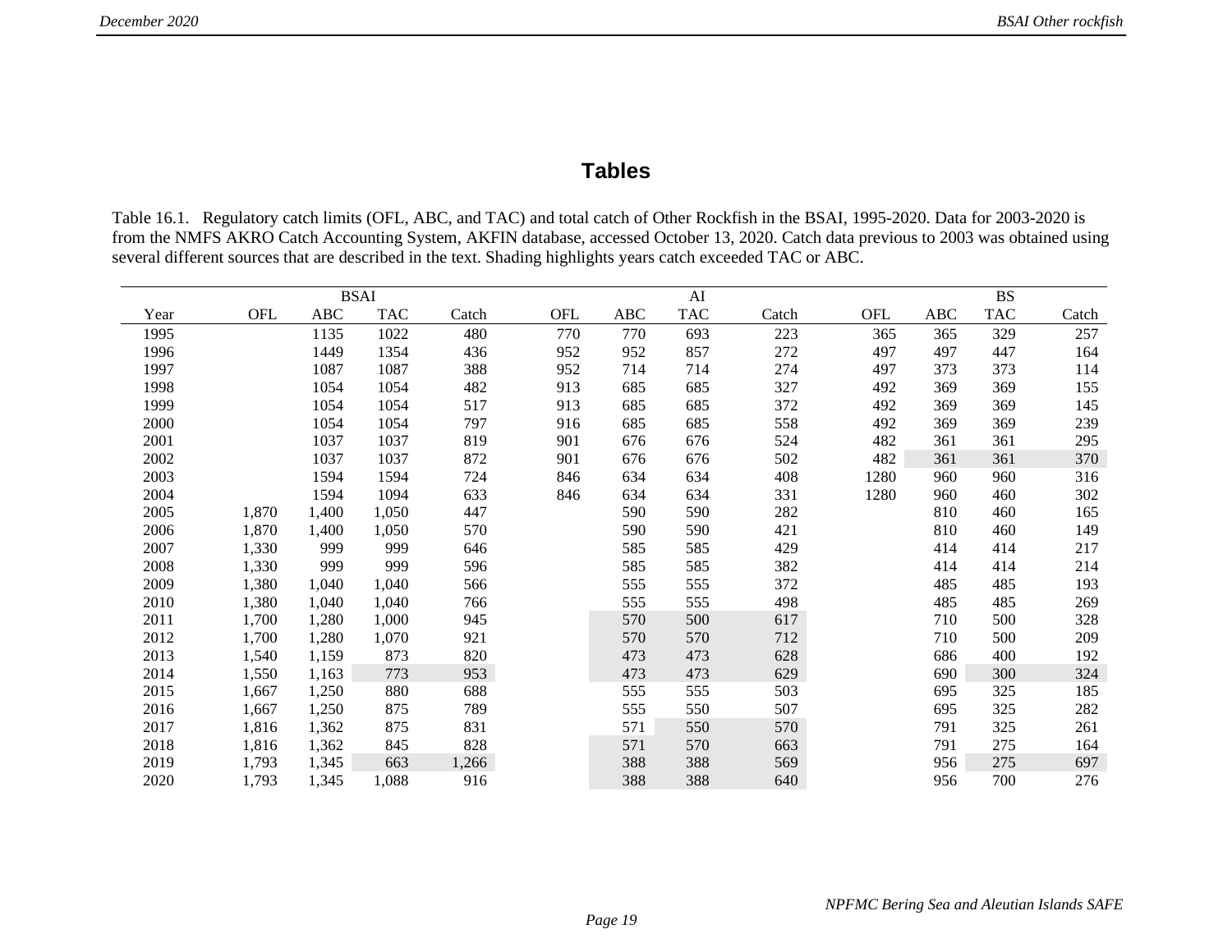## Tables

Table 16.1. Regulatory catch limits (OFL, ABC, and TAC) and total catch of Other Rockfish in the BSAI, 1995-2020. Data for 2003-2020 is from the NMFS AKRO Catch Accounting System, AKFIN database, accessed October 13, 2020. Catch data previous to 2003 was obtained using several different sources that are described in the text. Shading highlights years catch exceeded TAC or ABC.

| | BSAI | | | | AI | | | | BS | | | |
|---|---|---|---|---|---|---|---|---|---|---|---|---|
| Year | OFL | ABC | TAC | Catch | OFL | ABC | TAC | Catch | OFL | ABC | TAC | Catch |
| 1995 | | 1135 | 1022 | 480 | 770 | 770 | 693 | 223 | 365 | 365 | 329 | 257 |
| 1996 | | 1449 | 1354 | 436 | 952 | 952 | 857 | 272 | 497 | 497 | 447 | 164 |
| 1997 | | 1087 | 1087 | 388 | 952 | 714 | 714 | 274 | 497 | 373 | 373 | 114 |
| 1998 | | 1054 | 1054 | 482 | 913 | 685 | 685 | 327 | 492 | 369 | 369 | 155 |
| 1999 | | 1054 | 1054 | 517 | 913 | 685 | 685 | 372 | 492 | 369 | 369 | 145 |
| 2000 | | 1054 | 1054 | 797 | 916 | 685 | 685 | 558 | 492 | 369 | 369 | 239 |
| 2001 | | 1037 | 1037 | 819 | 901 | 676 | 676 | 524 | 482 | 361 | 361 | 295 |
| 2002 | | 1037 | 1037 | 872 | 901 | 676 | 676 | 502 | 482 | 361 | 361 | 370 |
| 2003 | | 1594 | 1594 | 724 | 846 | 634 | 634 | 408 | 1280 | 960 | 960 | 316 |
| 2004 | | 1594 | 1094 | 633 | 846 | 634 | 634 | 331 | 1280 | 960 | 460 | 302 |
| 2005 | 1,870 | 1,400 | 1,050 | 447 | | 590 | 590 | 282 | | 810 | 460 | 165 |
| 2006 | 1,870 | 1,400 | 1,050 | 570 | | 590 | 590 | 421 | | 810 | 460 | 149 |
| 2007 | 1,330 | 999 | 999 | 646 | | 585 | 585 | 429 | | 414 | 414 | 217 |
| 2008 | 1,330 | 999 | 999 | 596 | | 585 | 585 | 382 | | 414 | 414 | 214 |
| 2009 | 1,380 | 1,040 | 1,040 | 566 | | 555 | 555 | 372 | | 485 | 485 | 193 |
| 2010 | 1,380 | 1,040 | 1,040 | 766 | | 555 | 555 | 498 | | 485 | 485 | 269 |
| 2011 | 1,700 | 1,280 | 1,000 | 945 | | 570 | 500 | 617 | | 710 | 500 | 328 |
| 2012 | 1,700 | 1,280 | 1,070 | 921 | | 570 | 570 | 712 | | 710 | 500 | 209 |
| 2013 | 1,540 | 1,159 | 873 | 820 | | 473 | 473 | 628 | | 686 | 400 | 192 |
| 2014 | 1,550 | 1,163 | 773 | 953 | | 473 | 473 | 629 | | 690 | 300 | 324 |
| 2015 | 1,667 | 1,250 | 880 | 688 | | 555 | 555 | 503 | | 695 | 325 | 185 |
| 2016 | 1,667 | 1,250 | 875 | 789 | | 555 | 550 | 507 | | 695 | 325 | 282 |
| 2017 | 1,816 | 1,362 | 875 | 831 | | 571 | 550 | 570 | | 791 | 325 | 261 |
| 2018 | 1,816 | 1,362 | 845 | 828 | | 571 | 570 | 663 | | 791 | 275 | 164 |
| 2019 | 1,793 | 1,345 | 663 | 1,266 | | 388 | 388 | 569 | | 956 | 275 | 697 |
| 2020 | 1,793 | 1,345 | 1,088 | 916 | | 388 | 388 | 640 | | 956 | 700 | 276 |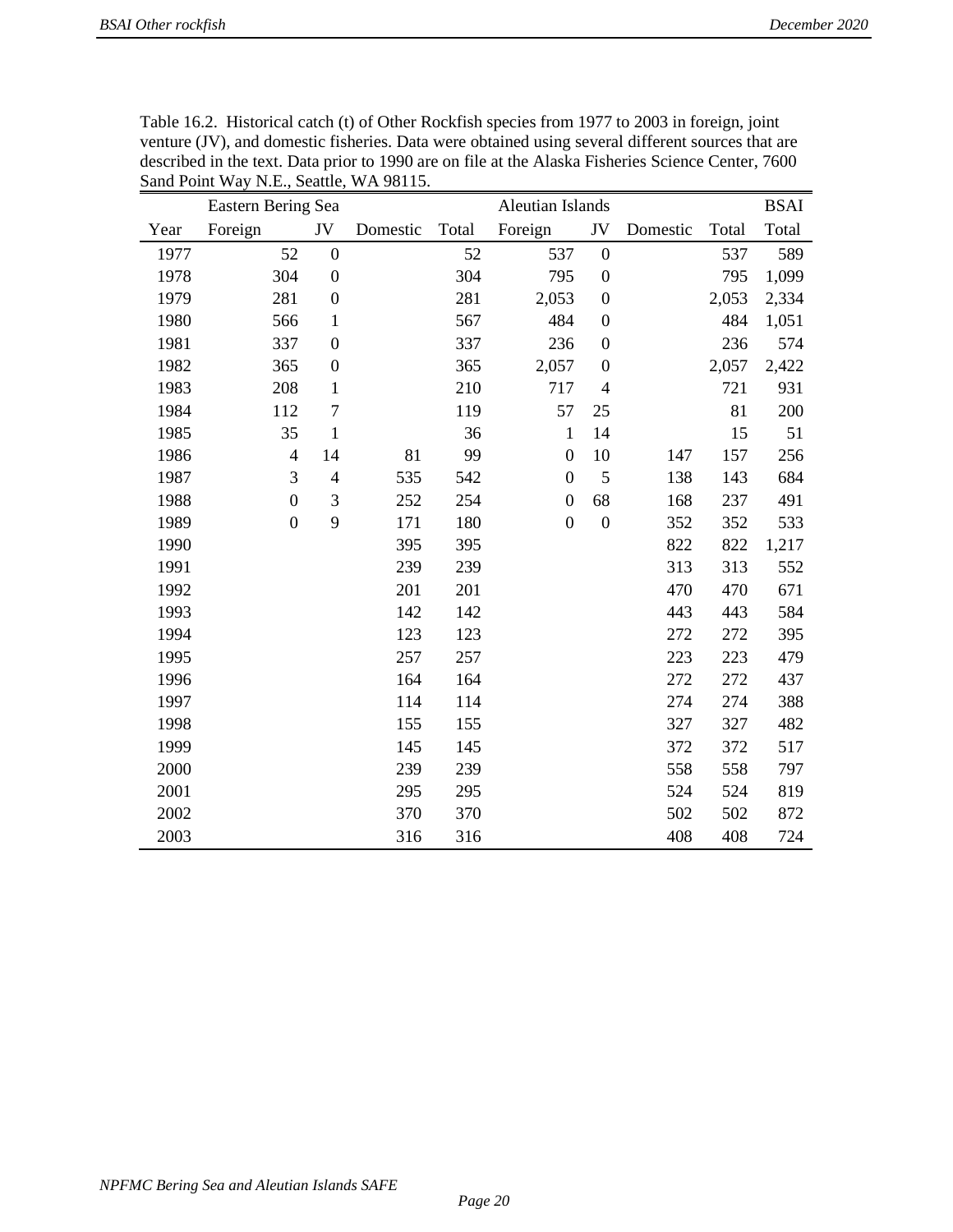Table 16.2. Historical catch (t) of Other Rockfish species from 1977 to 2003 in foreign, joint venture (JV), and domestic fisheries. Data were obtained using several different sources that are described in the text. Data prior to 1990 are on file at the Alaska Fisheries Science Center, 7600 Sand Point Way N.E., Seattle, WA 98115.

| | Eastern Bering Sea | | | | Aleutian Islands | | | | BSAI |
|---|---|---|---|---|---|---|---|---|---|
| Year | Foreign | JV | Domestic | Total | Foreign | JV | Domestic | Total | Total |
| 1977 | 52 | 0 | | 52 | 537 | 0 | | 537 | 589 |
| 1978 | 304 | 0 | | 304 | 795 | 0 | | 795 | 1,099 |
| 1979 | 281 | 0 | | 281 | 2,053 | 0 | | 2,053 | 2,334 |
| 1980 | 566 | 1 | | 567 | 484 | 0 | | 484 | 1,051 |
| 1981 | 337 | 0 | | 337 | 236 | 0 | | 236 | 574 |
| 1982 | 365 | 0 | | 365 | 2,057 | 0 | | 2,057 | 2,422 |
| 1983 | 208 | 1 | | 210 | 717 | 4 | | 721 | 931 |
| 1984 | 112 | 7 | | 119 | 57 | 25 | | 81 | 200 |
| 1985 | 35 | 1 | | 36 | 1 | 14 | | 15 | 51 |
| 1986 | 4 | 14 | 81 | 99 | 0 | 10 | 147 | 157 | 256 |
| 1987 | 3 | 4 | 535 | 542 | 0 | 5 | 138 | 143 | 684 |
| 1988 | 0 | 3 | 252 | 254 | 0 | 68 | 168 | 237 | 491 |
| 1989 | 0 | 9 | 171 | 180 | 0 | 0 | 352 | 352 | 533 |
| 1990 | | | 395 | 395 | | | 822 | 822 | 1,217 |
| 1991 | | | 239 | 239 | | | 313 | 313 | 552 |
| 1992 | | | 201 | 201 | | | 470 | 470 | 671 |
| 1993 | | | 142 | 142 | | | 443 | 443 | 584 |
| 1994 | | | 123 | 123 | | | 272 | 272 | 395 |
| 1995 | | | 257 | 257 | | | 223 | 223 | 479 |
| 1996 | | | 164 | 164 | | | 272 | 272 | 437 |
| 1997 | | | 114 | 114 | | | 274 | 274 | 388 |
| 1998 | | | 155 | 155 | | | 327 | 327 | 482 |
| 1999 | | | 145 | 145 | | | 372 | 372 | 517 |
| 2000 | | | 239 | 239 | | | 558 | 558 | 797 |
| 2001 | | | 295 | 295 | | | 524 | 524 | 819 |
| 2002 | | | 370 | 370 | | | 502 | 502 | 872 |
| 2003 | | | 316 | 316 | | | 408 | 408 | 724 |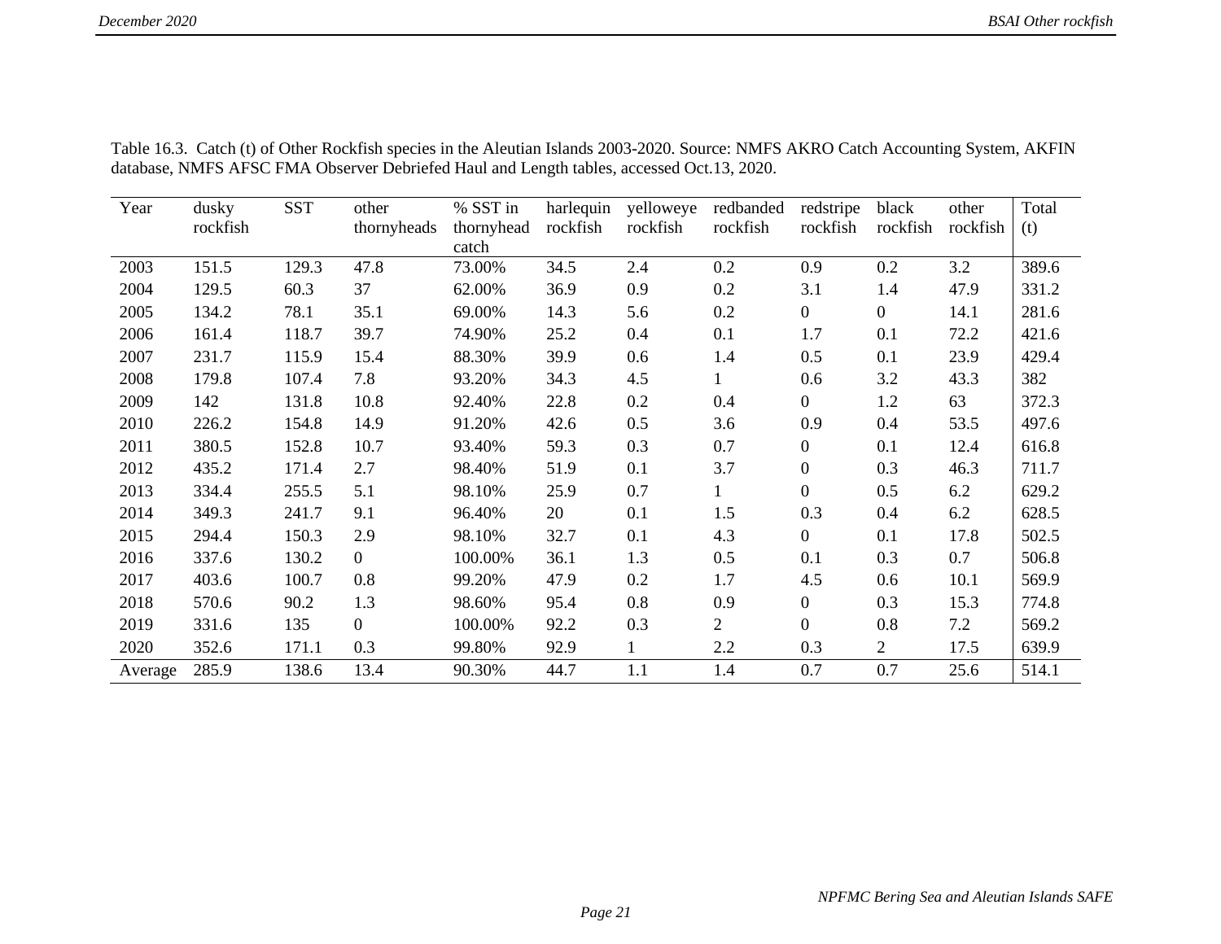Table 16.3. Catch (t) of Other Rockfish species in the Aleutian Islands 2003-2020. Source: NMFS AKRO Catch Accounting System, AKFIN database, NMFS AFSC FMA Observer Debriefed Haul and Length tables, accessed Oct.13, 2020.

| Year | dusky rockfish | SST | other thornyheads | % SST in thornyhead catch | harlequin rockfish | yelloweye rockfish | redbanded rockfish | redstripe rockfish | black rockfish | other rockfish | Total (t) |
|---|---|---|---|---|---|---|---|---|---|---|---|
| 2003 | 151.5 | 129.3 | 47.8 | 73.00% | 34.5 | 2.4 | 0.2 | 0.9 | 0.2 | 3.2 | 389.6 |
| 2004 | 129.5 | 60.3 | 37 | 62.00% | 36.9 | 0.9 | 0.2 | 3.1 | 1.4 | 47.9 | 331.2 |
| 2005 | 134.2 | 78.1 | 35.1 | 69.00% | 14.3 | 5.6 | 0.2 | 0 | 0 | 14.1 | 281.6 |
| 2006 | 161.4 | 118.7 | 39.7 | 74.90% | 25.2 | 0.4 | 0.1 | 1.7 | 0.1 | 72.2 | 421.6 |
| 2007 | 231.7 | 115.9 | 15.4 | 88.30% | 39.9 | 0.6 | 1.4 | 0.5 | 0.1 | 23.9 | 429.4 |
| 2008 | 179.8 | 107.4 | 7.8 | 93.20% | 34.3 | 4.5 | 1 | 0.6 | 3.2 | 43.3 | 382 |
| 2009 | 142 | 131.8 | 10.8 | 92.40% | 22.8 | 0.2 | 0.4 | 0 | 1.2 | 63 | 372.3 |
| 2010 | 226.2 | 154.8 | 14.9 | 91.20% | 42.6 | 0.5 | 3.6 | 0.9 | 0.4 | 53.5 | 497.6 |
| 2011 | 380.5 | 152.8 | 10.7 | 93.40% | 59.3 | 0.3 | 0.7 | 0 | 0.1 | 12.4 | 616.8 |
| 2012 | 435.2 | 171.4 | 2.7 | 98.40% | 51.9 | 0.1 | 3.7 | 0 | 0.3 | 46.3 | 711.7 |
| 2013 | 334.4 | 255.5 | 5.1 | 98.10% | 25.9 | 0.7 | 1 | 0 | 0.5 | 6.2 | 629.2 |
| 2014 | 349.3 | 241.7 | 9.1 | 96.40% | 20 | 0.1 | 1.5 | 0.3 | 0.4 | 6.2 | 628.5 |
| 2015 | 294.4 | 150.3 | 2.9 | 98.10% | 32.7 | 0.1 | 4.3 | 0 | 0.1 | 17.8 | 502.5 |
| 2016 | 337.6 | 130.2 | 0 | 100.00% | 36.1 | 1.3 | 0.5 | 0.1 | 0.3 | 0.7 | 506.8 |
| 2017 | 403.6 | 100.7 | 0.8 | 99.20% | 47.9 | 0.2 | 1.7 | 4.5 | 0.6 | 10.1 | 569.9 |
| 2018 | 570.6 | 90.2 | 1.3 | 98.60% | 95.4 | 0.8 | 0.9 | 0 | 0.3 | 15.3 | 774.8 |
| 2019 | 331.6 | 135 | 0 | 100.00% | 92.2 | 0.3 | 2 | 0 | 0.8 | 7.2 | 569.2 |
| 2020 | 352.6 | 171.1 | 0.3 | 99.80% | 92.9 | 1 | 2.2 | 0.3 | 2 | 17.5 | 639.9 |
| Average | 285.9 | 138.6 | 13.4 | 90.30% | 44.7 | 1.1 | 1.4 | 0.7 | 0.7 | 25.6 | 514.1 |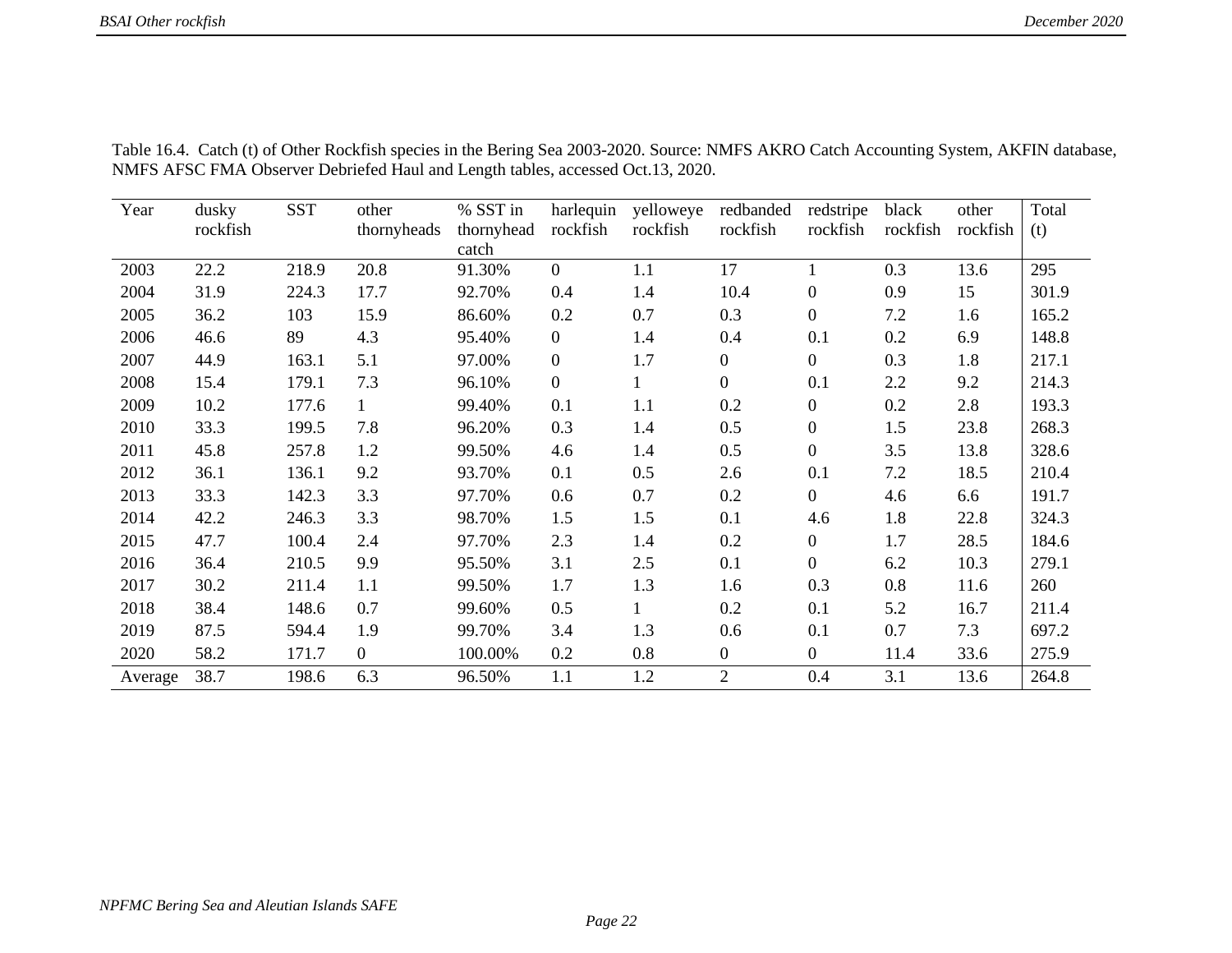Table 16.4. Catch (t) of Other Rockfish species in the Bering Sea 2003-2020. Source: NMFS AKRO Catch Accounting System, AKFIN database, NMFS AFSC FMA Observer Debriefed Haul and Length tables, accessed Oct.13, 2020.

| Year | dusky rockfish | SST | other thornyheads | % SST in thornyhead catch | harlequin rockfish | yelloweye rockfish | redbanded rockfish | redstripe rockfish | black rockfish | other rockfish | Total (t) |
|---|---|---|---|---|---|---|---|---|---|---|---|
| 2003 | 22.2 | 218.9 | 20.8 | 91.30% | 0 | 1.1 | 17 | 1 | 0.3 | 13.6 | 295 |
| 2004 | 31.9 | 224.3 | 17.7 | 92.70% | 0.4 | 1.4 | 10.4 | 0 | 0.9 | 15 | 301.9 |
| 2005 | 36.2 | 103 | 15.9 | 86.60% | 0.2 | 0.7 | 0.3 | 0 | 7.2 | 1.6 | 165.2 |
| 2006 | 46.6 | 89 | 4.3 | 95.40% | 0 | 1.4 | 0.4 | 0.1 | 0.2 | 6.9 | 148.8 |
| 2007 | 44.9 | 163.1 | 5.1 | 97.00% | 0 | 1.7 | 0 | 0 | 0.3 | 1.8 | 217.1 |
| 2008 | 15.4 | 179.1 | 7.3 | 96.10% | 0 | 1 | 0 | 0.1 | 2.2 | 9.2 | 214.3 |
| 2009 | 10.2 | 177.6 | 1 | 99.40% | 0.1 | 1.1 | 0.2 | 0 | 0.2 | 2.8 | 193.3 |
| 2010 | 33.3 | 199.5 | 7.8 | 96.20% | 0.3 | 1.4 | 0.5 | 0 | 1.5 | 23.8 | 268.3 |
| 2011 | 45.8 | 257.8 | 1.2 | 99.50% | 4.6 | 1.4 | 0.5 | 0 | 3.5 | 13.8 | 328.6 |
| 2012 | 36.1 | 136.1 | 9.2 | 93.70% | 0.1 | 0.5 | 2.6 | 0.1 | 7.2 | 18.5 | 210.4 |
| 2013 | 33.3 | 142.3 | 3.3 | 97.70% | 0.6 | 0.7 | 0.2 | 0 | 4.6 | 6.6 | 191.7 |
| 2014 | 42.2 | 246.3 | 3.3 | 98.70% | 1.5 | 1.5 | 0.1 | 4.6 | 1.8 | 22.8 | 324.3 |
| 2015 | 47.7 | 100.4 | 2.4 | 97.70% | 2.3 | 1.4 | 0.2 | 0 | 1.7 | 28.5 | 184.6 |
| 2016 | 36.4 | 210.5 | 9.9 | 95.50% | 3.1 | 2.5 | 0.1 | 0 | 6.2 | 10.3 | 279.1 |
| 2017 | 30.2 | 211.4 | 1.1 | 99.50% | 1.7 | 1.3 | 1.6 | 0.3 | 0.8 | 11.6 | 260 |
| 2018 | 38.4 | 148.6 | 0.7 | 99.60% | 0.5 | 1 | 0.2 | 0.1 | 5.2 | 16.7 | 211.4 |
| 2019 | 87.5 | 594.4 | 1.9 | 99.70% | 3.4 | 1.3 | 0.6 | 0.1 | 0.7 | 7.3 | 697.2 |
| 2020 | 58.2 | 171.7 | 0 | 100.00% | 0.2 | 0.8 | 0 | 0 | 11.4 | 33.6 | 275.9 |
| Average | 38.7 | 198.6 | 6.3 | 96.50% | 1.1 | 1.2 | 2 | 0.4 | 3.1 | 13.6 | 264.8 |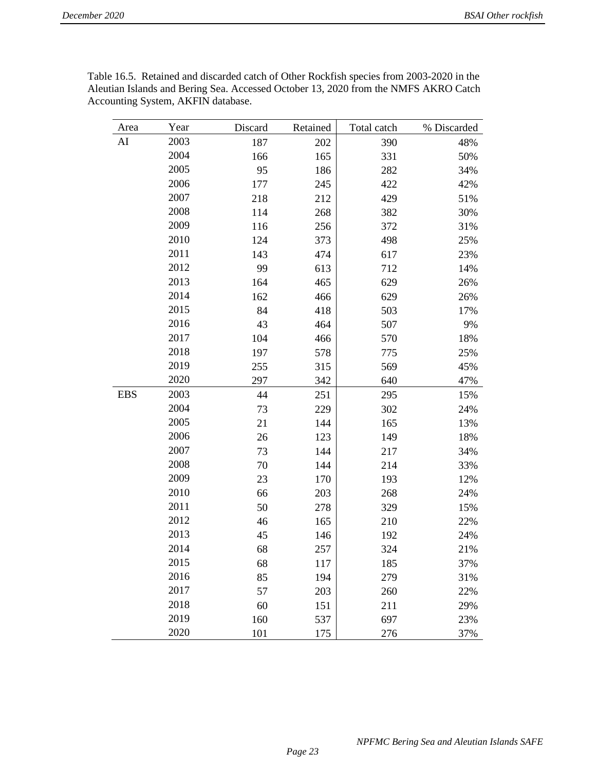Table 16.5. Retained and discarded catch of Other Rockfish species from 2003-2020 in the Aleutian Islands and Bering Sea. Accessed October 13, 2020 from the NMFS AKRO Catch Accounting System, AKFIN database.

| Area | Year | Discard | Retained | Total catch | % Discarded |
|---|---|---|---|---|---|
| AI | 2003 | 187 | 202 | 390 | 48% |
| | 2004 | 166 | 165 | 331 | 50% |
| | 2005 | 95 | 186 | 282 | 34% |
| | 2006 | 177 | 245 | 422 | 42% |
| | 2007 | 218 | 212 | 429 | 51% |
| | 2008 | 114 | 268 | 382 | 30% |
| | 2009 | 116 | 256 | 372 | 31% |
| | 2010 | 124 | 373 | 498 | 25% |
| | 2011 | 143 | 474 | 617 | 23% |
| | 2012 | 99 | 613 | 712 | 14% |
| | 2013 | 164 | 465 | 629 | 26% |
| | 2014 | 162 | 466 | 629 | 26% |
| | 2015 | 84 | 418 | 503 | 17% |
| | 2016 | 43 | 464 | 507 | 9% |
| | 2017 | 104 | 466 | 570 | 18% |
| | 2018 | 197 | 578 | 775 | 25% |
| | 2019 | 255 | 315 | 569 | 45% |
| | 2020 | 297 | 342 | 640 | 47% |
| EBS | 2003 | 44 | 251 | 295 | 15% |
| | 2004 | 73 | 229 | 302 | 24% |
| | 2005 | 21 | 144 | 165 | 13% |
| | 2006 | 26 | 123 | 149 | 18% |
| | 2007 | 73 | 144 | 217 | 34% |
| | 2008 | 70 | 144 | 214 | 33% |
| | 2009 | 23 | 170 | 193 | 12% |
| | 2010 | 66 | 203 | 268 | 24% |
| | 2011 | 50 | 278 | 329 | 15% |
| | 2012 | 46 | 165 | 210 | 22% |
| | 2013 | 45 | 146 | 192 | 24% |
| | 2014 | 68 | 257 | 324 | 21% |
| | 2015 | 68 | 117 | 185 | 37% |
| | 2016 | 85 | 194 | 279 | 31% |
| | 2017 | 57 | 203 | 260 | 22% |
| | 2018 | 60 | 151 | 211 | 29% |
| | 2019 | 160 | 537 | 697 | 23% |
| | 2020 | 101 | 175 | 276 | 37% |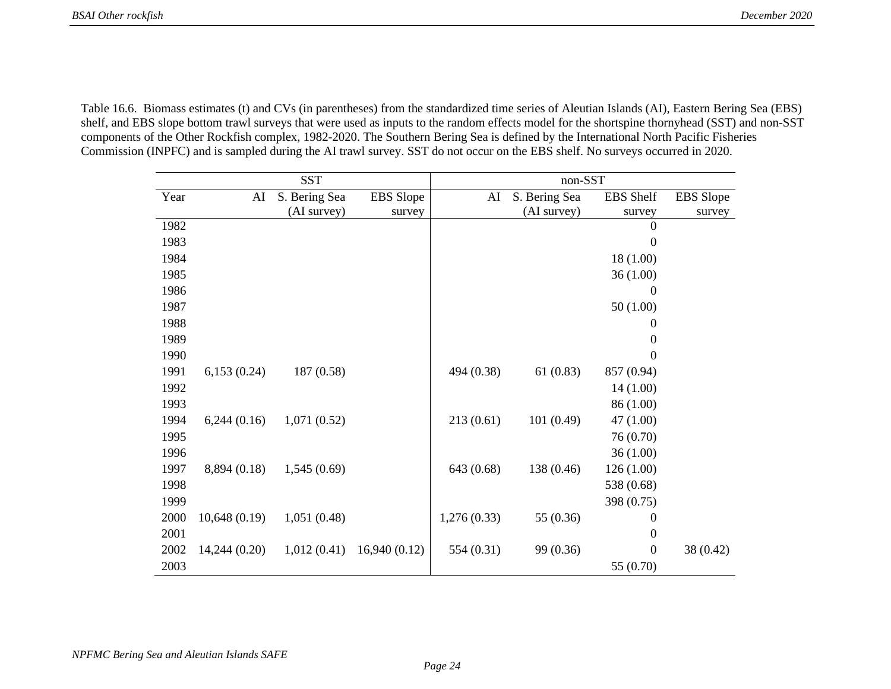Table 16.6. Biomass estimates (t) and CVs (in parentheses) from the standardized time series of Aleutian Islands (AI), Eastern Bering Sea (EBS) shelf, and EBS slope bottom trawl surveys that were used as inputs to the random effects model for the shortspine thornyhead (SST) and non-SST components of the Other Rockfish complex, 1982-2020. The Southern Bering Sea is defined by the International North Pacific Fisheries Commission (INPFC) and is sampled during the AI trawl survey. SST do not occur on the EBS shelf. No surveys occurred in 2020.

| | SST | | | non-SST | | | |
|---|---|---|---|---|---|---|---|
| Year | AI | S. Bering Sea (AI survey) | EBS Slope survey | AI | S. Bering Sea (AI survey) | EBS Shelf survey | EBS Slope survey |
| 1982 | | | | | | 0 | |
| 1983 | | | | | | 0 | |
| 1984 | | | | | | 18 (1.00) | |
| 1985 | | | | | | 36 (1.00) | |
| 1986 | | | | | | 0 | |
| 1987 | | | | | | 50 (1.00) | |
| 1988 | | | | | | 0 | |
| 1989 | | | | | | 0 | |
| 1990 | | | | | | 0 | |
| 1991 | 6,153 (0.24) | 187 (0.58) | | 494 (0.38) | 61 (0.83) | 857 (0.94) | |
| 1992 | | | | | | 14 (1.00) | |
| 1993 | | | | | | 86 (1.00) | |
| 1994 | 6,244 (0.16) | 1,071 (0.52) | | 213 (0.61) | 101 (0.49) | 47 (1.00) | |
| 1995 | | | | | | 76 (0.70) | |
| 1996 | | | | | | 36 (1.00) | |
| 1997 | 8,894 (0.18) | 1,545 (0.69) | | 643 (0.68) | 138 (0.46) | 126 (1.00) | |
| 1998 | | | | | | 538 (0.68) | |
| 1999 | | | | | | 398 (0.75) | |
| 2000 | 10,648 (0.19) | 1,051 (0.48) | | 1,276 (0.33) | 55 (0.36) | 0 | |
| 2001 | | | | | | 0 | |
| 2002 | 14,244 (0.20) | 1,012 (0.41) | 16,940 (0.12) | 554 (0.31) | 99 (0.36) | 0 | 38 (0.42) |
| 2003 | | | | | | 55 (0.70) | |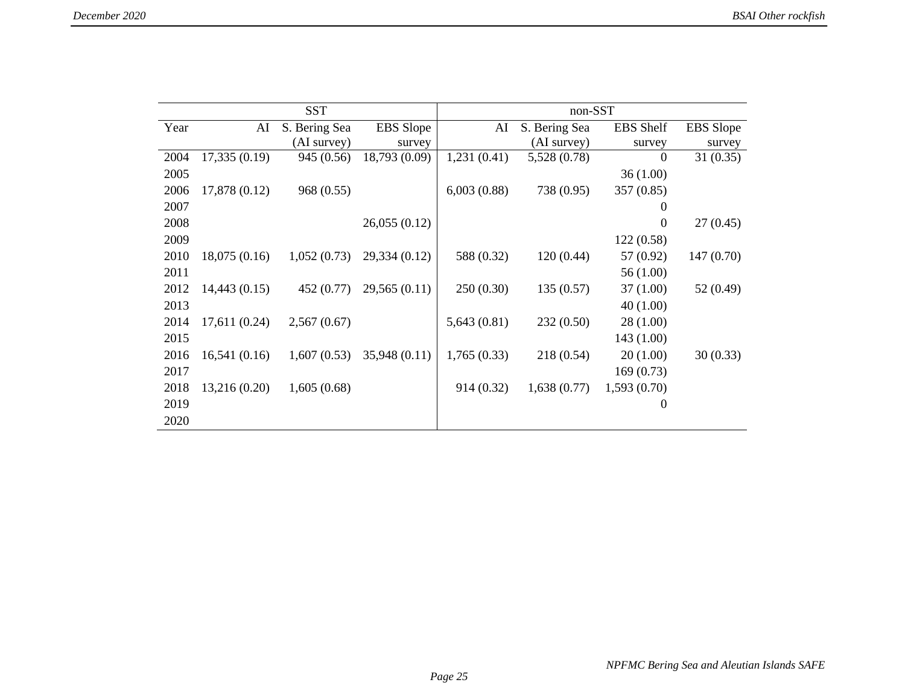| | SST | | | non-SST | | | |
|---|---|---|---|---|---|---|---|
| Year | AI | S. Bering Sea (AI survey) | EBS Slope survey | AI | S. Bering Sea (AI survey) | EBS Shelf survey | EBS Slope survey |
| 2004 | 17,335 (0.19) | 945 (0.56) | 18,793 (0.09) | 1,231 (0.41) | 5,528 (0.78) | 0 | 31 (0.35) |
| 2005 | | | | | | 36 (1.00) | |
| 2006 | 17,878 (0.12) | 968 (0.55) | | 6,003 (0.88) | 738 (0.95) | 357 (0.85) | |
| 2007 | | | | | | 0 | |
| 2008 | | | 26,055 (0.12) | | | 0 | 27 (0.45) |
| 2009 | | | | | | 122 (0.58) | |
| 2010 | 18,075 (0.16) | 1,052 (0.73) | 29,334 (0.12) | 588 (0.32) | 120 (0.44) | 57 (0.92) | 147 (0.70) |
| 2011 | | | | | | 56 (1.00) | |
| 2012 | 14,443 (0.15) | 452 (0.77) | 29,565 (0.11) | 250 (0.30) | 135 (0.57) | 37 (1.00) | 52 (0.49) |
| 2013 | | | | | | 40 (1.00) | |
| 2014 | 17,611 (0.24) | 2,567 (0.67) | | 5,643 (0.81) | 232 (0.50) | 28 (1.00) | |
| 2015 | | | | | | 143 (1.00) | |
| 2016 | 16,541 (0.16) | 1,607 (0.53) | 35,948 (0.11) | 1,765 (0.33) | 218 (0.54) | 20 (1.00) | 30 (0.33) |
| 2017 | | | | | | 169 (0.73) | |
| 2018 | 13,216 (0.20) | 1,605 (0.68) | | 914 (0.32) | 1,638 (0.77) | 1,593 (0.70) | |
| 2019 | | | | | | 0 | |
| 2020 | | | | | | | |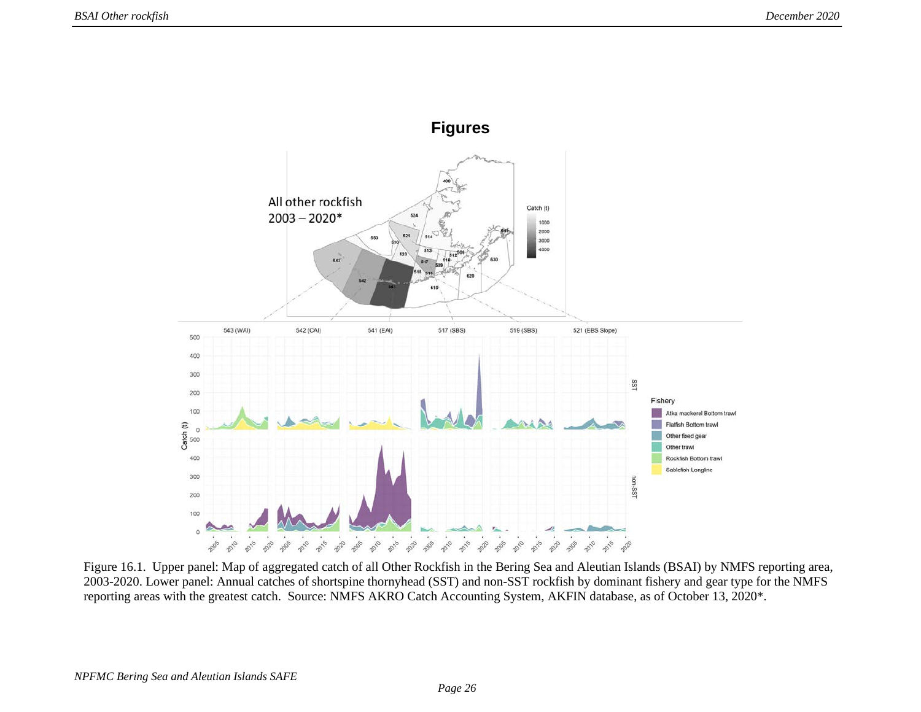# Figures

Figure 16.1. Upper panel: Map of aggregated catch of all Other Rockfish in the Bering Sea and Aleutian Islands (BSAI) by NMFS reporting area, 2003-2020. Lower panel: Annual catches of shortspine thornyhead (SST) and non-SST rockfish by dominant fishery and gear type for the NMFS reporting areas with the greatest catch. Source: NMFS AKRO Catch Accounting System, AKFIN database, as of October 13, 2020*.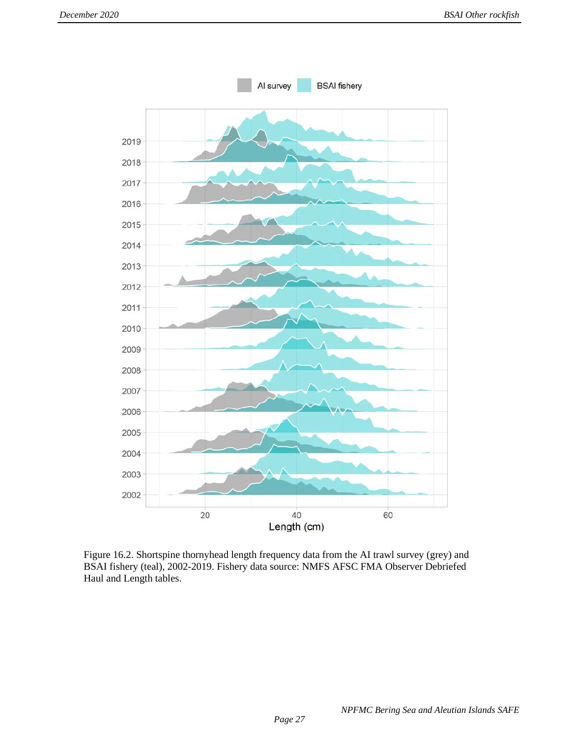Figure 16.2. Shortspine thornyhead length frequency data from the AI trawl survey (grey) and BSAI fishery (teal), 2002-2019. Fishery data source: NMFS AFSC FMA Observer Debriefed Haul and Length tables.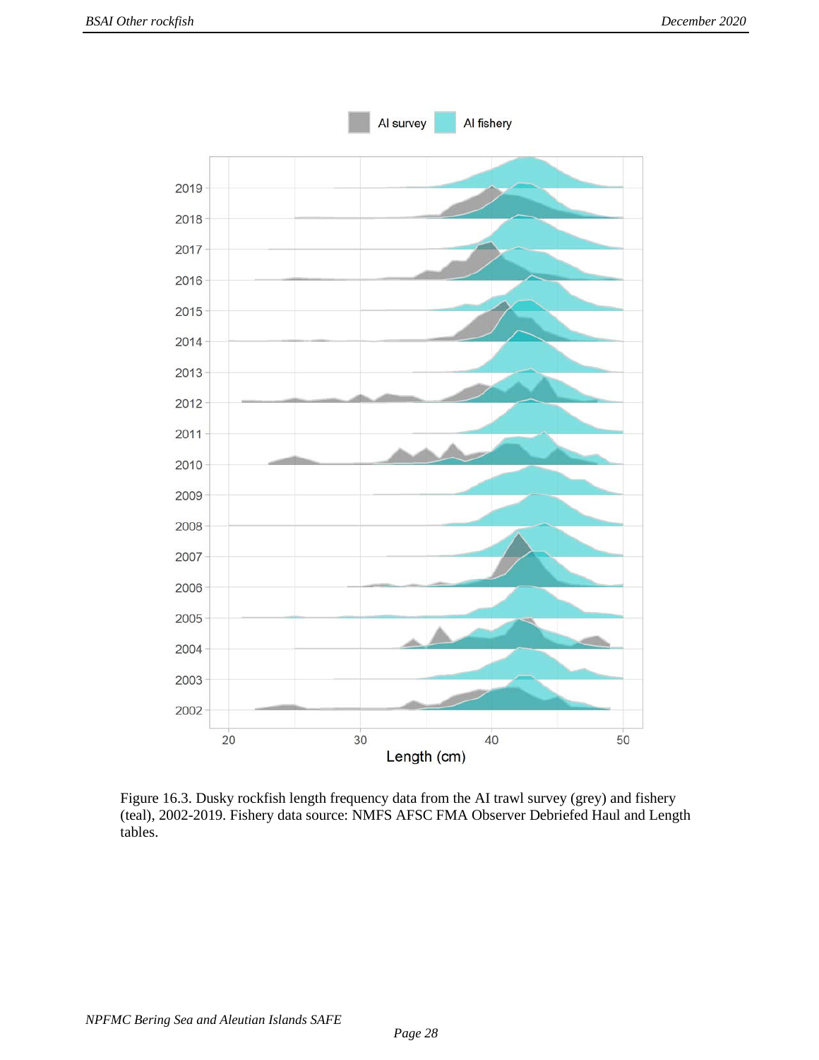Figure 16.3. Dusky rockfish length frequency data from the AI trawl survey (grey) and fishery (teal), 2002-2019. Fishery data source: NMFS AFSC FMA Observer Debriefed Haul and Length tables.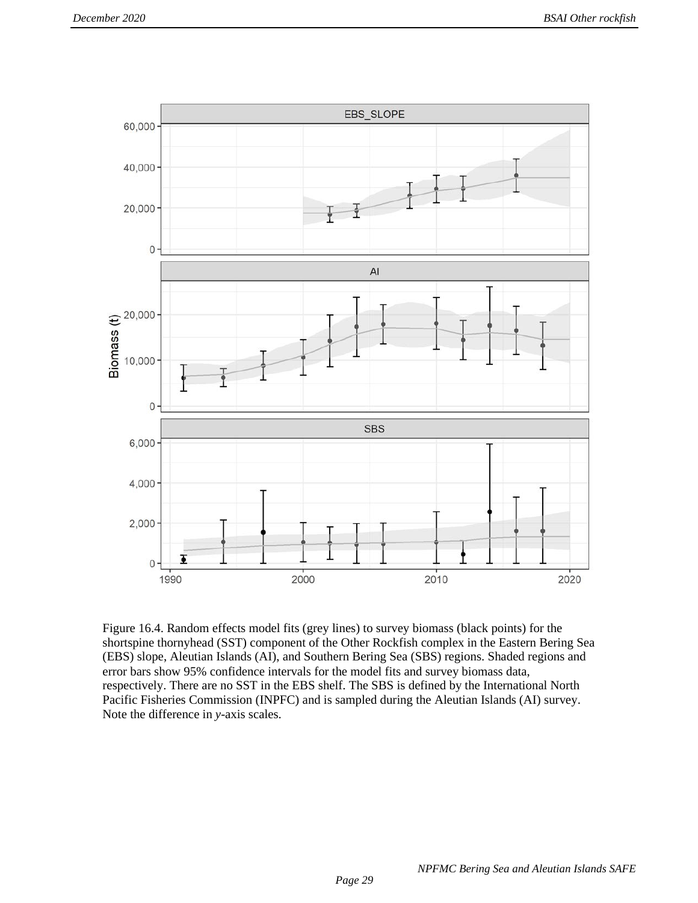Figure 16.4. Random effects model fits (grey lines) to survey biomass (black points) for the shortspine thornyhead (SST) component of the Other Rockfish complex in the Eastern Bering Sea (EBS) slope, Aleutian Islands (AI), and Southern Bering Sea (SBS) regions. Shaded regions and error bars show 95% confidence intervals for the model fits and survey biomass data, respectively. There are no SST in the EBS shelf. The SBS is defined by the International North Pacific Fisheries Commission (INPFC) and is sampled during the Aleutian Islands (AI) survey. Note the difference in *y*-axis scales.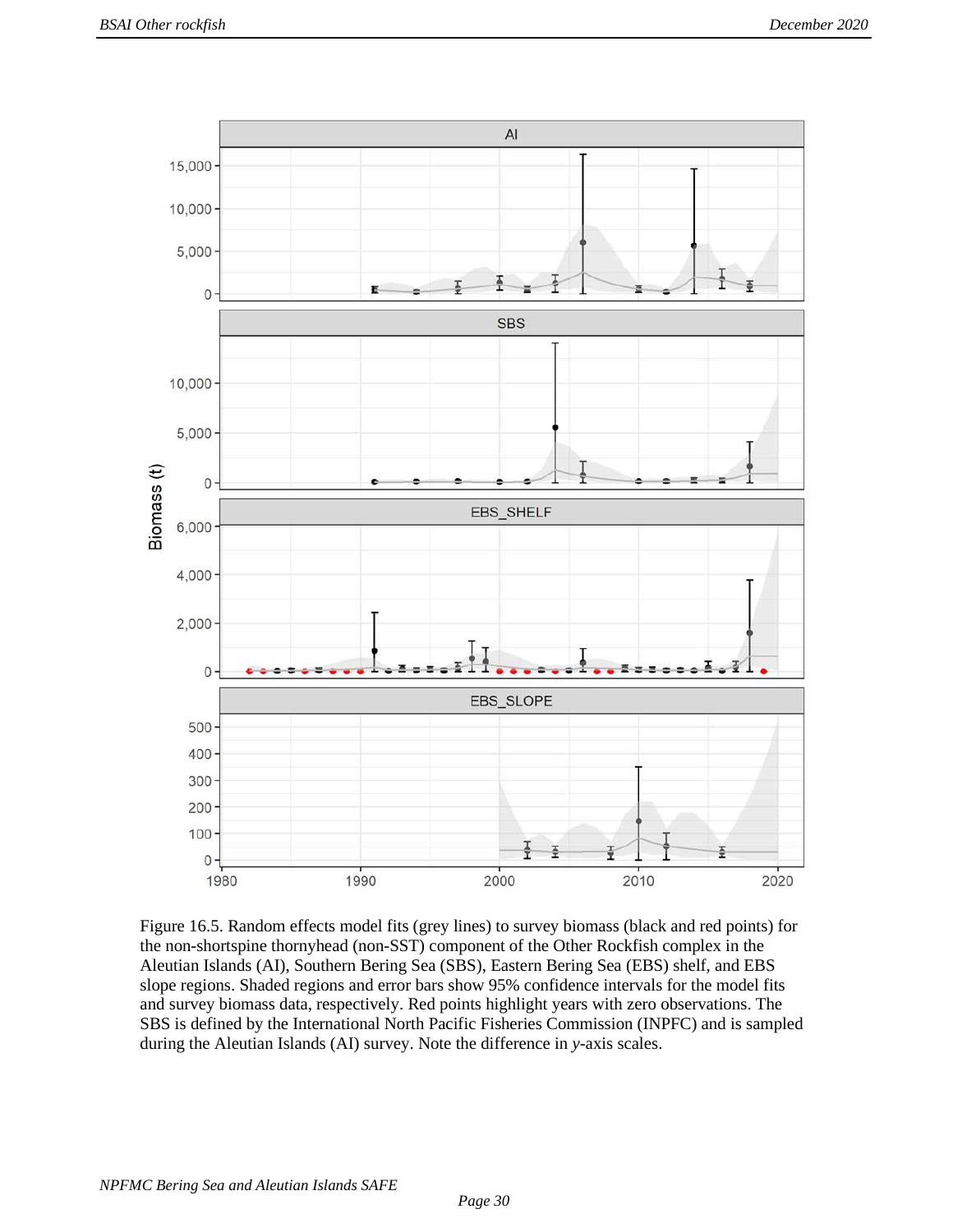Figure 16.5. Random effects model fits (grey lines) to survey biomass (black and red points) for the non-shortspine thornyhead (non-SST) component of the Other Rockfish complex in the Aleutian Islands (AI), Southern Bering Sea (SBS), Eastern Bering Sea (EBS) shelf, and EBS slope regions. Shaded regions and error bars show 95% confidence intervals for the model fits and survey biomass data, respectively. Red points highlight years with zero observations. The SBS is defined by the International North Pacific Fisheries Commission (INPFC) and is sampled during the Aleutian Islands (AI) survey. Note the difference in *y*-axis scales.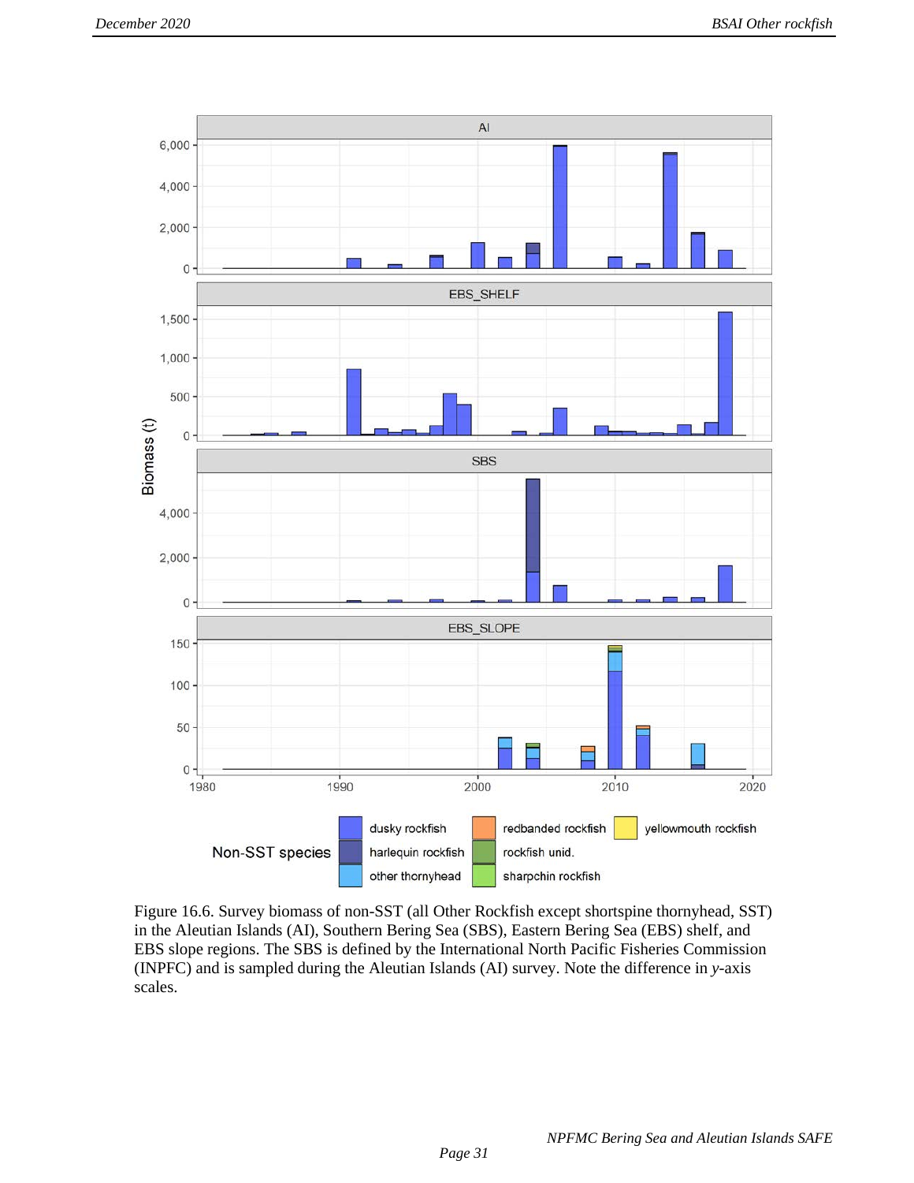Figure 16.6. Survey biomass of non-SST (all Other Rockfish except shortspine thornyhead, SST) in the Aleutian Islands (AI), Southern Bering Sea (SBS), Eastern Bering Sea (EBS) shelf, and EBS slope regions. The SBS is defined by the International North Pacific Fisheries Commission (INPFC) and is sampled during the Aleutian Islands (AI) survey. Note the difference in *y*-axis scales.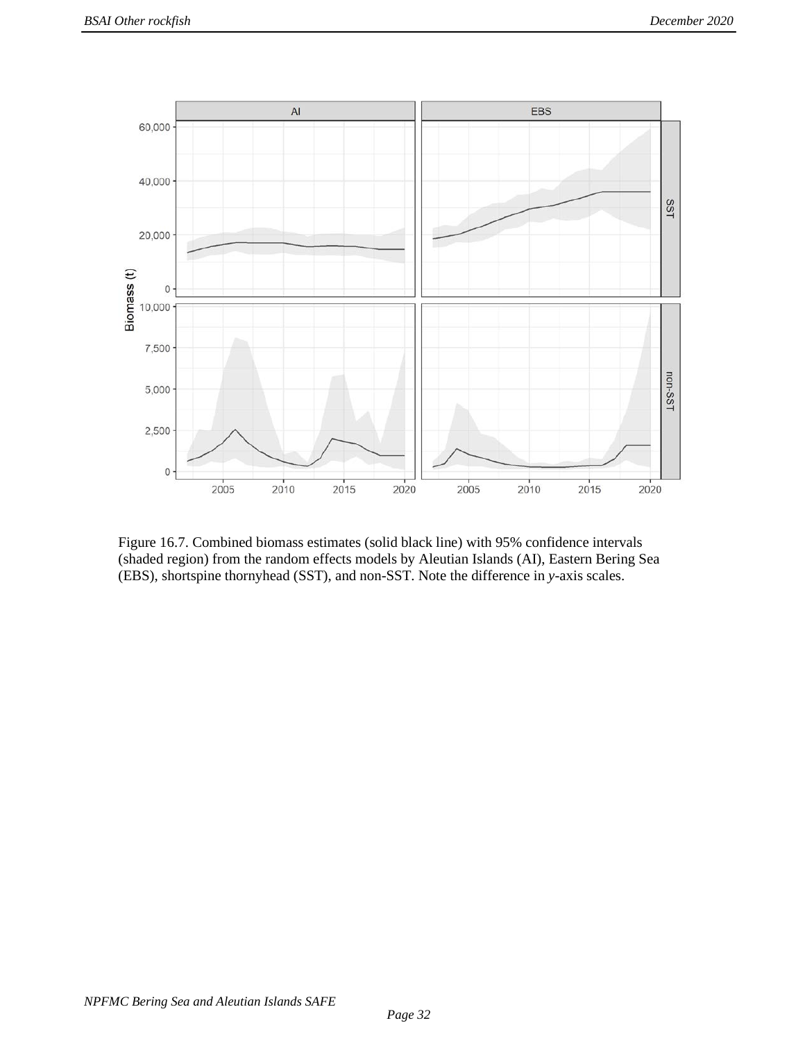Figure 16.7. Combined biomass estimates (solid black line) with 95% confidence intervals (shaded region) from the random effects models by Aleutian Islands (AI), Eastern Bering Sea (EBS), shortspine thornyhead (SST), and non-SST. Note the difference in *y*-axis scales.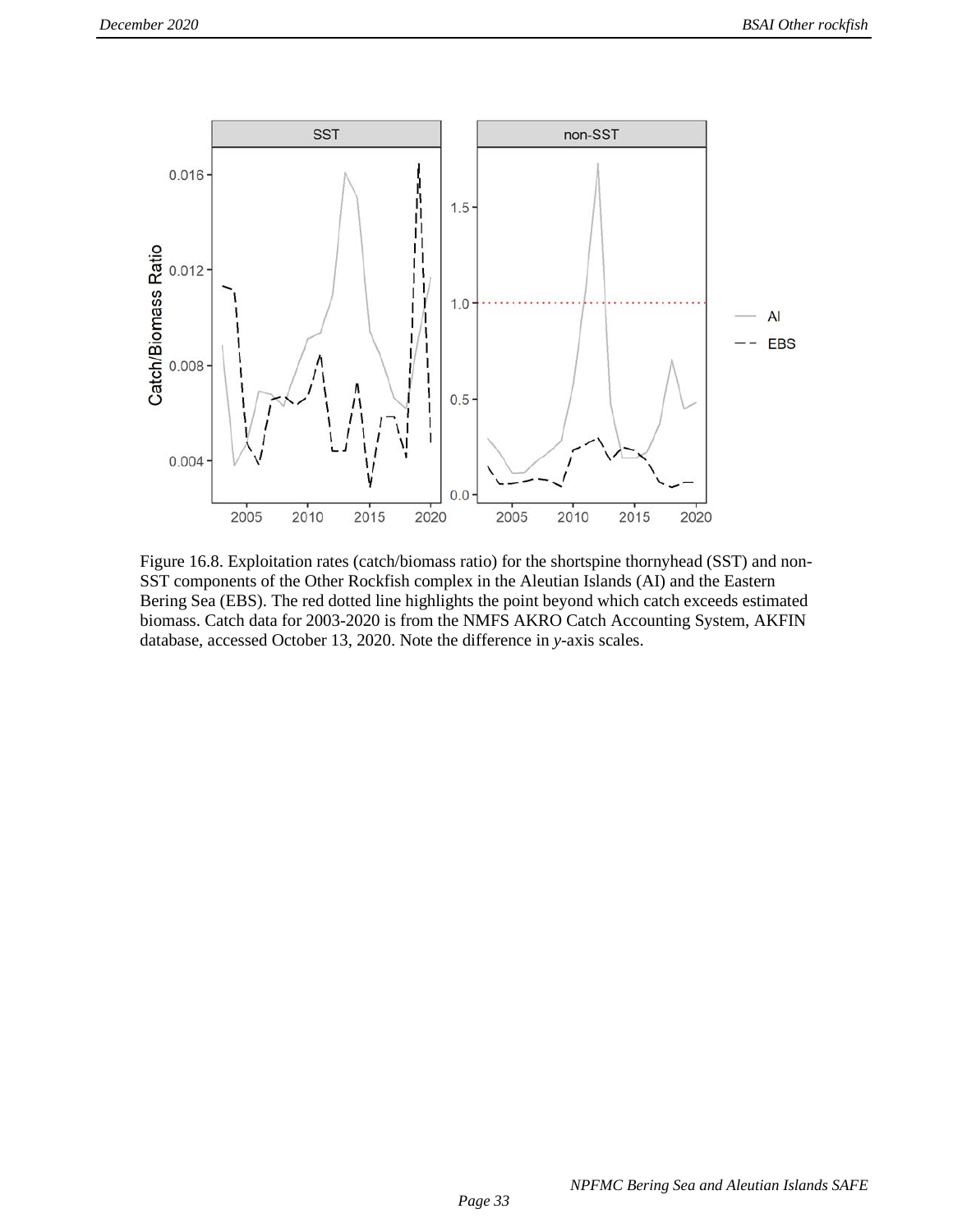Figure 16.8. Exploitation rates (catch/biomass ratio) for the shortspine thornyhead (SST) and non-SST components of the Other Rockfish complex in the Aleutian Islands (AI) and the Eastern Bering Sea (EBS). The red dotted line highlights the point beyond which catch exceeds estimated biomass. Catch data for 2003-2020 is from the NMFS AKRO Catch Accounting System, AKFIN database, accessed October 13, 2020. Note the difference in *y*-axis scales.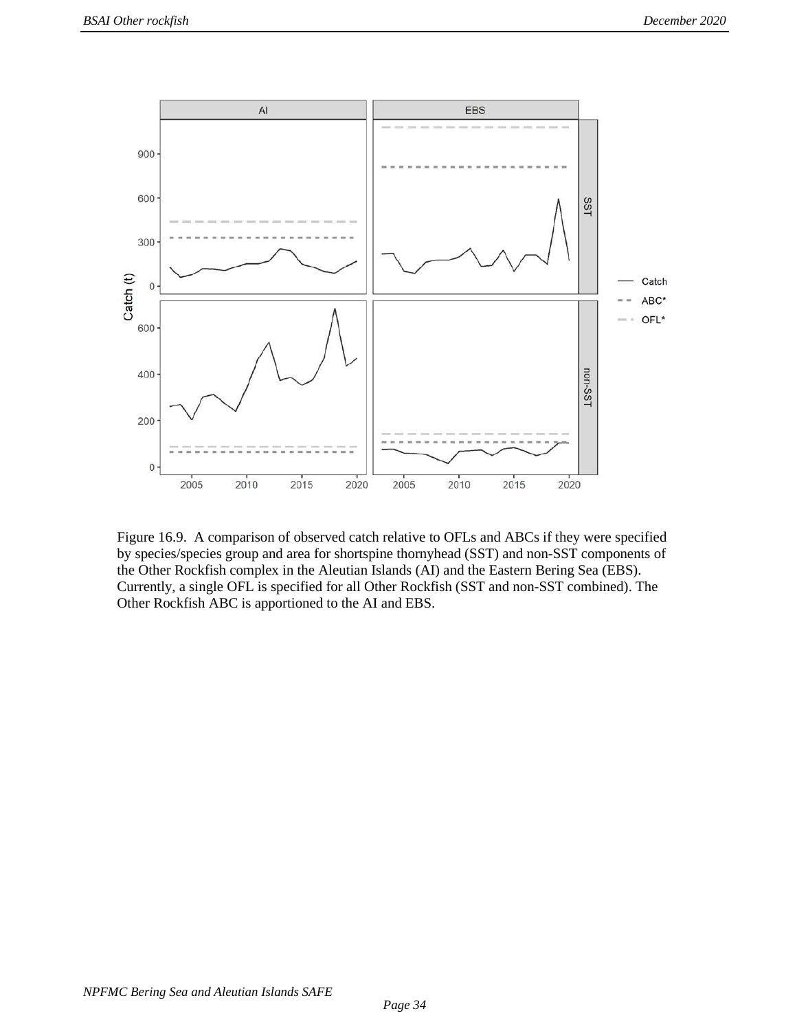Figure 16.9. A comparison of observed catch relative to OFLs and ABCs if they were specified by species/species group and area for shortspine thornyhead (SST) and non-SST components of the Other Rockfish complex in the Aleutian Islands (AI) and the Eastern Bering Sea (EBS). Currently, a single OFL is specified for all Other Rockfish (SST and non-SST combined). The Other Rockfish ABC is apportioned to the AI and EBS.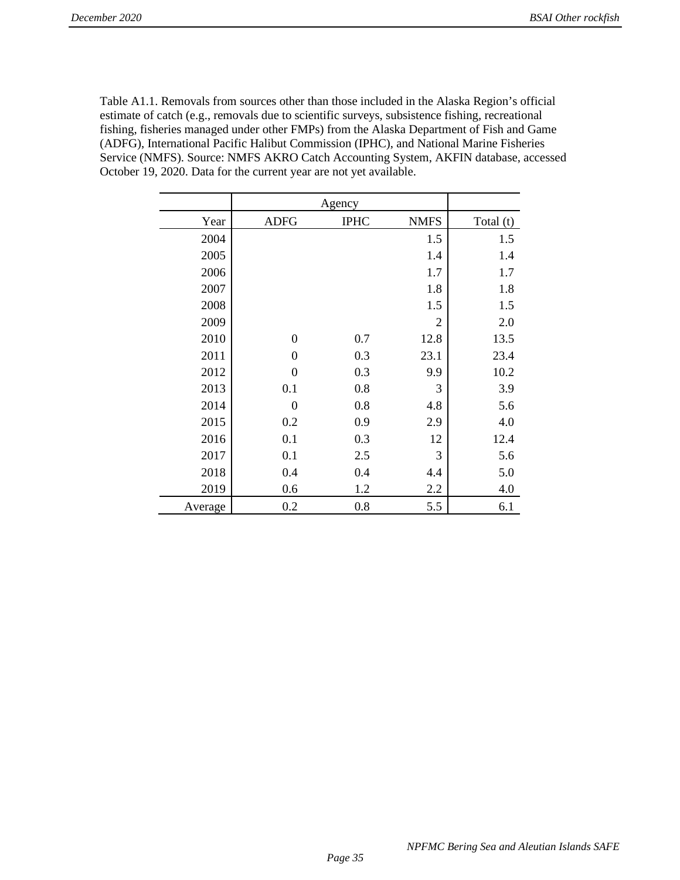Table A1.1. Removals from sources other than those included in the Alaska Region's official estimate of catch (e.g., removals due to scientific surveys, subsistence fishing, recreational fishing, fisheries managed under other FMPs) from the Alaska Department of Fish and Game (ADFG), International Pacific Halibut Commission (IPHC), and National Marine Fisheries Service (NMFS). Source: NMFS AKRO Catch Accounting System, AKFIN database, accessed October 19, 2020. Data for the current year are not yet available.

| | Agency | | | |
|---|---|---|---|---|
| Year | ADFG | IPHC | NMFS | Total (t) |
| 2004 | | | 1.5 | 1.5 |
| 2005 | | | 1.4 | 1.4 |
| 2006 | | | 1.7 | 1.7 |
| 2007 | | | 1.8 | 1.8 |
| 2008 | | | 1.5 | 1.5 |
| 2009 | | | 2 | 2.0 |
| 2010 | 0 | 0.7 | 12.8 | 13.5 |
| 2011 | 0 | 0.3 | 23.1 | 23.4 |
| 2012 | 0 | 0.3 | 9.9 | 10.2 |
| 2013 | 0.1 | 0.8 | 3 | 3.9 |
| 2014 | 0 | 0.8 | 4.8 | 5.6 |
| 2015 | 0.2 | 0.9 | 2.9 | 4.0 |
| 2016 | 0.1 | 0.3 | 12 | 12.4 |
| 2017 | 0.1 | 2.5 | 3 | 5.6 |
| 2018 | 0.4 | 0.4 | 4.4 | 5.0 |
| 2019 | 0.6 | 1.2 | 2.2 | 4.0 |
| Average | 0.2 | 0.8 | 5.5 | 6.1 |